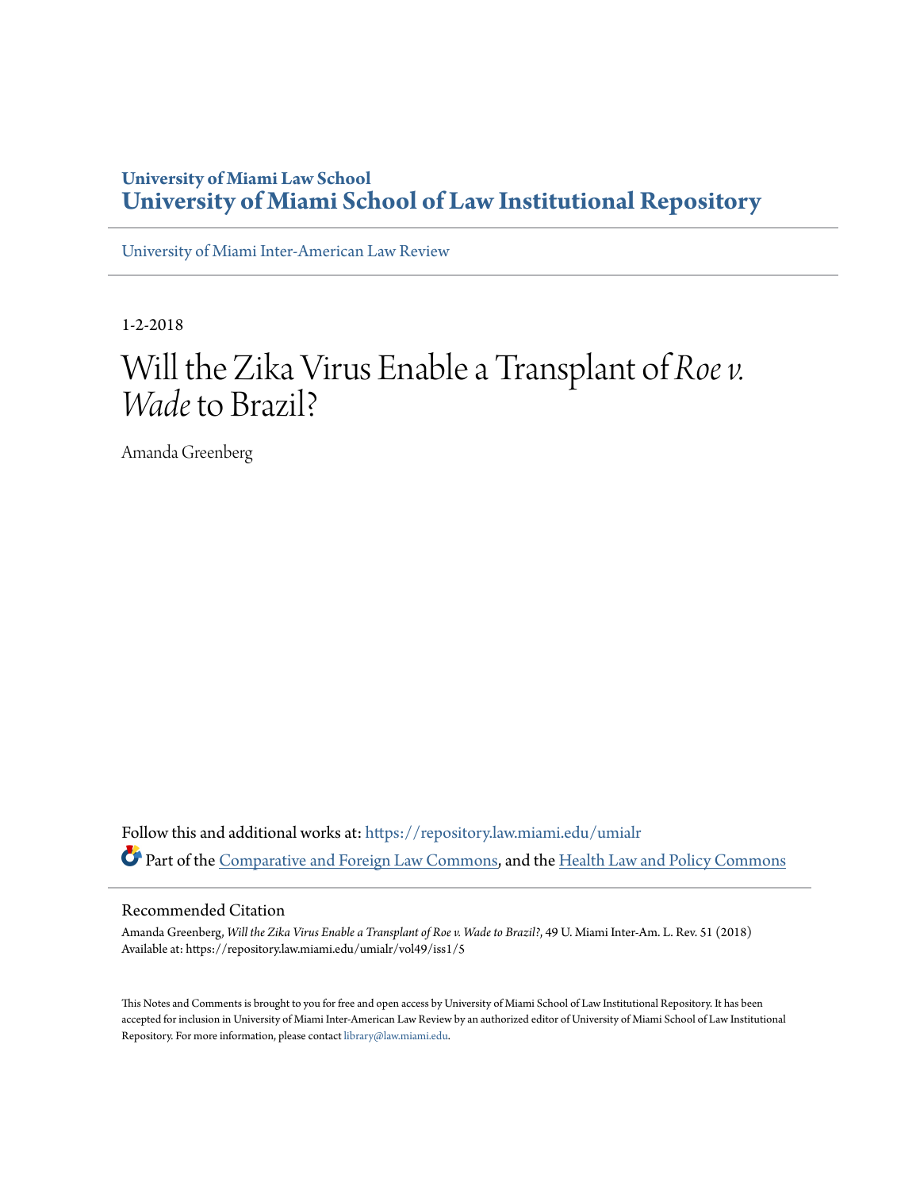University of Miami Law School
# University of Miami School of Law Institutional Repository

University of Miami Inter-American Law Review

1-2-2018

# Will the Zika Virus Enable a Transplant of *Roe v. Wade* to Brazil?

Amanda Greenberg

Follow this and additional works at: https://repository.law.miami.edu/umialr

Part of the Comparative and Foreign Law Commons, and the Health Law and Policy Commons

## Recommended Citation

Amanda Greenberg, *Will the Zika Virus Enable a Transplant of Roe v. Wade to Brazil?*, 49 U. Miami Inter-Am. L. Rev. 51 (2018)
Available at: https://repository.law.miami.edu/umialr/vol49/iss1/5

This Notes and Comments is brought to you for free and open access by University of Miami School of Law Institutional Repository. It has been accepted for inclusion in University of Miami Inter-American Law Review by an authorized editor of University of Miami School of Law Institutional Repository. For more information, please contact library@law.miami.edu.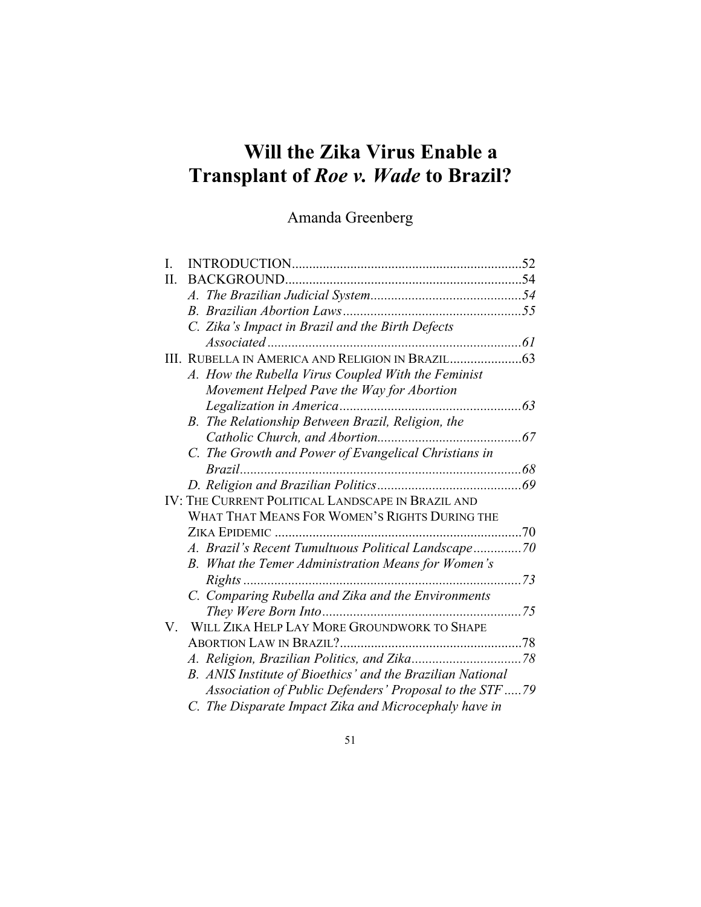# Will the Zika Virus Enable a Transplant of *Roe v. Wade* to Brazil?

Amanda Greenberg

I. INTRODUCTION..................................................................52
II. BACKGROUND....................................................................54
  *A. The Brazilian Judicial System............................................54*
  *B. Brazilian Abortion Laws....................................................55*
  *C. Zika's Impact in Brazil and the Birth Defects Associated..........................................................................61*
III. RUBELLA IN AMERICA AND RELIGION IN BRAZIL.....................63
  *A. How the Rubella Virus Coupled With the Feminist Movement Helped Pave the Way for Abortion Legalization in America.....................................................63*
  *B. The Relationship Between Brazil, Religion, the Catholic Church, and Abortion..........................................67*
  *C. The Growth and Power of Evangelical Christians in Brazil..................................................................................68*
  *D. Religion and Brazilian Politics..........................................69*
IV: THE CURRENT POLITICAL LANDSCAPE IN BRAZIL AND WHAT THAT MEANS FOR WOMEN'S RIGHTS DURING THE ZIKA EPIDEMIC ........................................................................70
  *A. Brazil's Recent Tumultuous Political Landscape..............70*
  *B. What the Temer Administration Means for Women's Rights .................................................................................73*
  *C. Comparing Rubella and Zika and the Environments They Were Born Into..........................................................75*
V. WILL ZIKA HELP LAY MORE GROUNDWORK TO SHAPE ABORTION LAW IN BRAZIL?.....................................................78
  *A. Religion, Brazilian Politics, and Zika................................78*
  *B. ANIS Institute of Bioethics' and the Brazilian National Association of Public Defenders' Proposal to the STF .....79*
  *C. The Disparate Impact Zika and Microcephaly have in*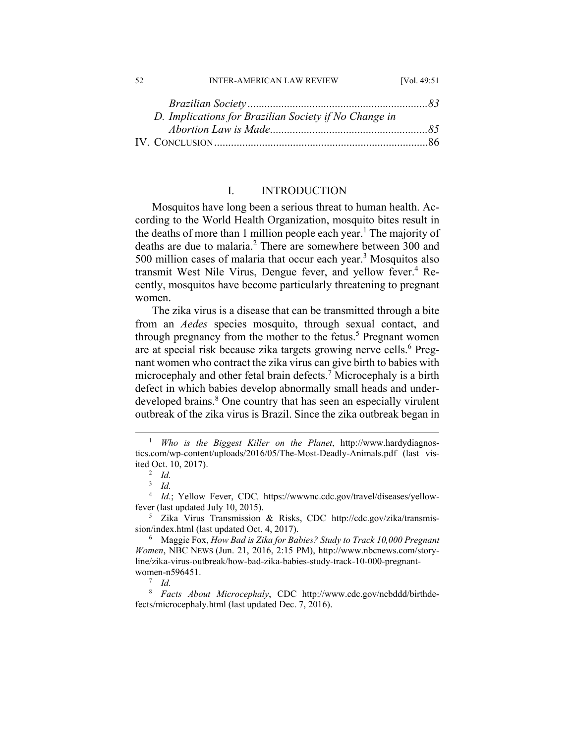*Brazilian Society* ................................................................83

*D. Implications for Brazilian Society if No Change in Abortion Law is Made*........................................................85

IV. CONCLUSION............................................................................86

## I. INTRODUCTION

Mosquitos have long been a serious threat to human health. According to the World Health Organization, mosquito bites result in the deaths of more than 1 million people each year.[1] The majority of deaths are due to malaria.[2] There are somewhere between 300 and 500 million cases of malaria that occur each year.[3] Mosquitos also transmit West Nile Virus, Dengue fever, and yellow fever.[4] Recently, mosquitos have become particularly threatening to pregnant women.

The zika virus is a disease that can be transmitted through a bite from an *Aedes* species mosquito, through sexual contact, and through pregnancy from the mother to the fetus.[5] Pregnant women are at special risk because zika targets growing nerve cells.[6] Pregnant women who contract the zika virus can give birth to babies with microcephaly and other fetal brain defects.[7] Microcephaly is a birth defect in which babies develop abnormally small heads and underdeveloped brains.[8] One country that has seen an especially virulent outbreak of the zika virus is Brazil. Since the zika outbreak began in

---

[1] *Who is the Biggest Killer on the Planet*, http://www.hardydiagnostics.com/wp-content/uploads/2016/05/The-Most-Deadly-Animals.pdf (last visited Oct. 10, 2017).

[2] *Id.*

[3] *Id.*

[4] *Id.*; Yellow Fever, CDC, https://wwwnc.cdc.gov/travel/diseases/yellow-fever (last updated July 10, 2015).

[5] Zika Virus Transmission & Risks, CDC http://cdc.gov/zika/transmission/index.html (last updated Oct. 4, 2017).

[6] Maggie Fox, *How Bad is Zika for Babies? Study to Track 10,000 Pregnant Women*, NBC NEWS (Jun. 21, 2016, 2:15 PM), http://www.nbcnews.com/storyline/zika-virus-outbreak/how-bad-zika-babies-study-track-10-000-pregnant-women-n596451.

[7] *Id.*

[8] *Facts About Microcephaly*, CDC http://www.cdc.gov/ncbddd/birthdefects/microcephaly.html (last updated Dec. 7, 2016).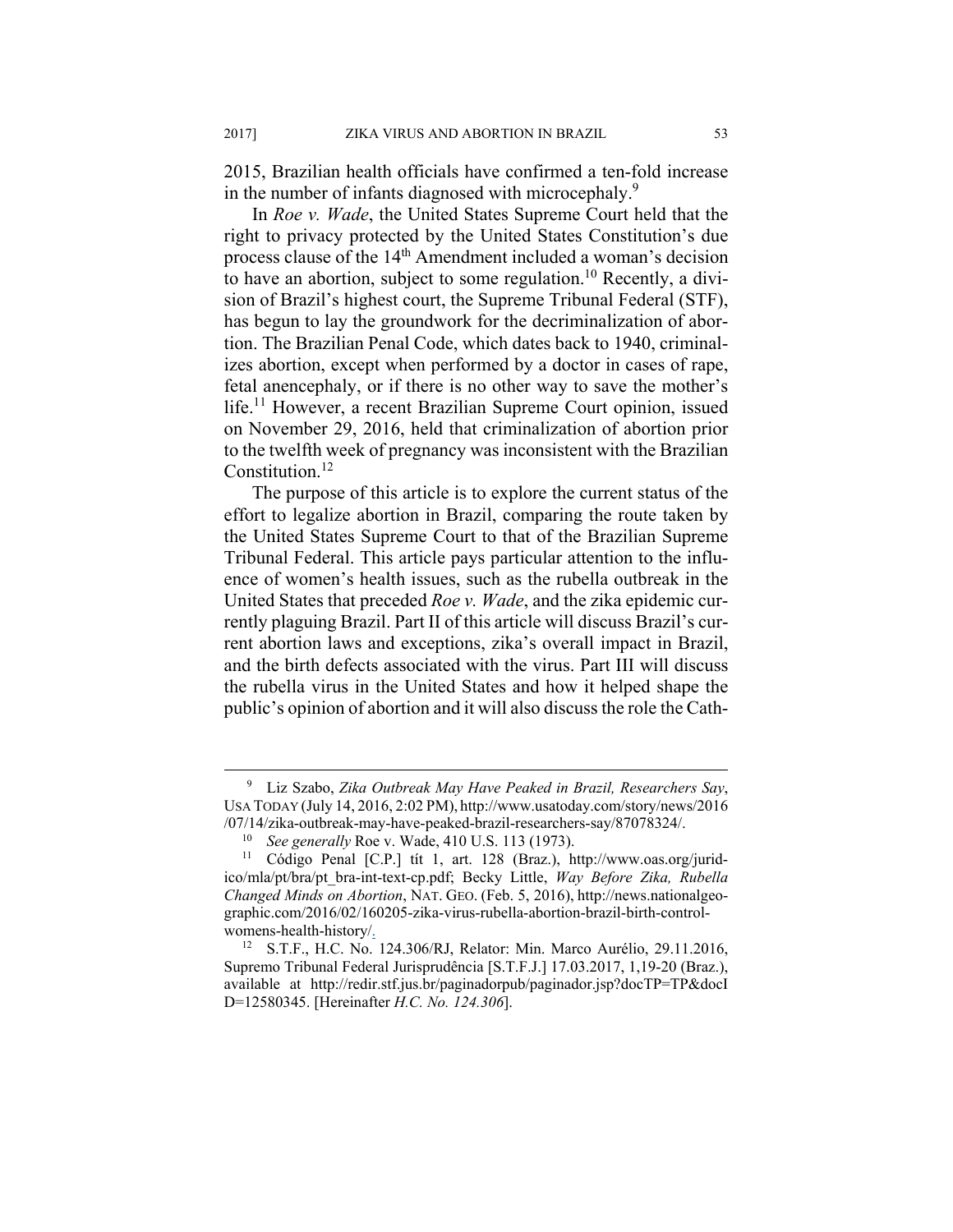2015, Brazilian health officials have confirmed a ten-fold increase in the number of infants diagnosed with microcephaly.[9]

In *Roe v. Wade*, the United States Supreme Court held that the right to privacy protected by the United States Constitution's due process clause of the 14th Amendment included a woman's decision to have an abortion, subject to some regulation.[10] Recently, a division of Brazil's highest court, the Supreme Tribunal Federal (STF), has begun to lay the groundwork for the decriminalization of abortion. The Brazilian Penal Code, which dates back to 1940, criminalizes abortion, except when performed by a doctor in cases of rape, fetal anencephaly, or if there is no other way to save the mother's life.[11] However, a recent Brazilian Supreme Court opinion, issued on November 29, 2016, held that criminalization of abortion prior to the twelfth week of pregnancy was inconsistent with the Brazilian Constitution.[12]

The purpose of this article is to explore the current status of the effort to legalize abortion in Brazil, comparing the route taken by the United States Supreme Court to that of the Brazilian Supreme Tribunal Federal. This article pays particular attention to the influence of women's health issues, such as the rubella outbreak in the United States that preceded *Roe v. Wade*, and the zika epidemic currently plaguing Brazil. Part II of this article will discuss Brazil's current abortion laws and exceptions, zika's overall impact in Brazil, and the birth defects associated with the virus. Part III will discuss the rubella virus in the United States and how it helped shape the public's opinion of abortion and it will also discuss the role the Cath-

---

[9] Liz Szabo, *Zika Outbreak May Have Peaked in Brazil, Researchers Say*, USA TODAY (July 14, 2016, 2:02 PM), http://www.usatoday.com/story/news/2016/07/14/zika-outbreak-may-have-peaked-brazil-researchers-say/87078324/.

[10] *See generally* Roe v. Wade, 410 U.S. 113 (1973).

[11] Código Penal [C.P.] tít 1, art. 128 (Braz.), http://www.oas.org/juridico/mla/pt/bra/pt_bra-int-text-cp.pdf; Becky Little, *Way Before Zika, Rubella Changed Minds on Abortion*, NAT. GEO. (Feb. 5, 2016), http://news.nationalgeographic.com/2016/02/160205-zika-virus-rubella-abortion-brazil-birth-control-womens-health-history/.

[12] S.T.F., H.C. No. 124.306/RJ, Relator: Min. Marco Aurélio, 29.11.2016, Supremo Tribunal Federal Jurisprudência [S.T.F.J.] 17.03.2017, 1,19-20 (Braz.), available at http://redir.stf.jus.br/paginadorpub/paginador.jsp?docTP=TP&docID=12580345. [Hereinafter *H.C. No. 124.306*].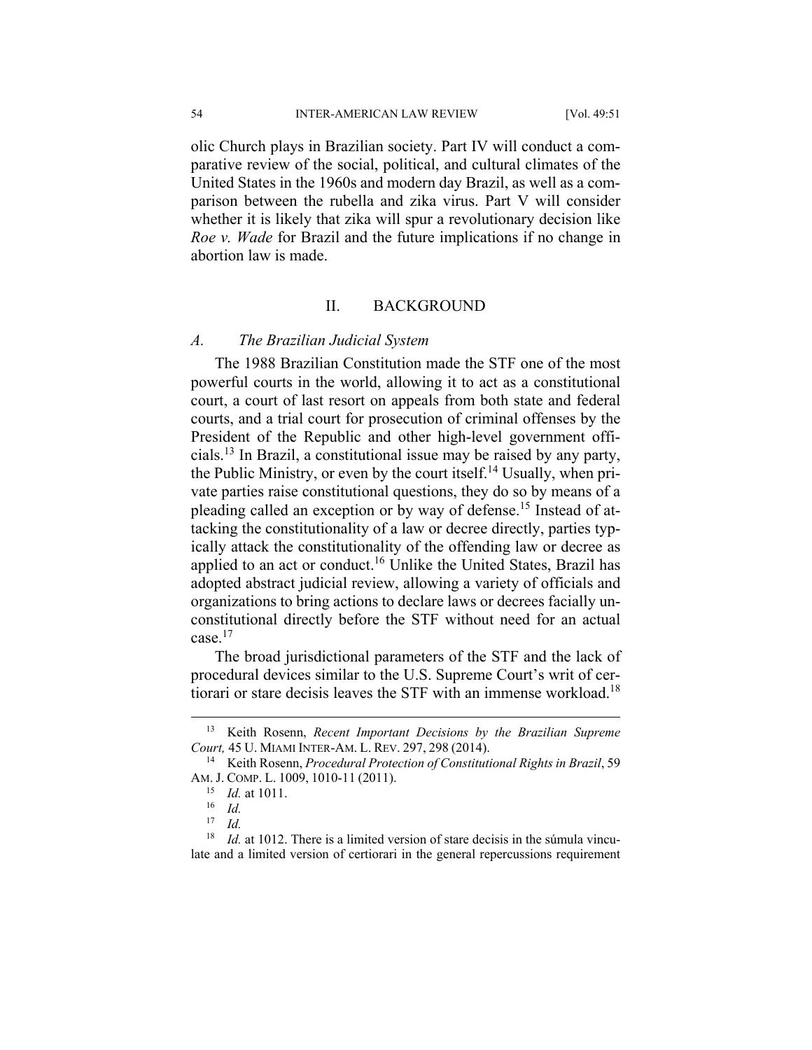olic Church plays in Brazilian society. Part IV will conduct a comparative review of the social, political, and cultural climates of the United States in the 1960s and modern day Brazil, as well as a comparison between the rubella and zika virus. Part V will consider whether it is likely that zika will spur a revolutionary decision like *Roe v. Wade* for Brazil and the future implications if no change in abortion law is made.

## II. BACKGROUND

### *A. The Brazilian Judicial System*

The 1988 Brazilian Constitution made the STF one of the most powerful courts in the world, allowing it to act as a constitutional court, a court of last resort on appeals from both state and federal courts, and a trial court for prosecution of criminal offenses by the President of the Republic and other high-level government officials.[13] In Brazil, a constitutional issue may be raised by any party, the Public Ministry, or even by the court itself.[14] Usually, when private parties raise constitutional questions, they do so by means of a pleading called an exception or by way of defense.[15] Instead of attacking the constitutionality of a law or decree directly, parties typically attack the constitutionality of the offending law or decree as applied to an act or conduct.[16] Unlike the United States, Brazil has adopted abstract judicial review, allowing a variety of officials and organizations to bring actions to declare laws or decrees facially unconstitutional directly before the STF without need for an actual case.[17]

The broad jurisdictional parameters of the STF and the lack of procedural devices similar to the U.S. Supreme Court's writ of certiorari or stare decisis leaves the STF with an immense workload.[18]

---

[13] Keith Rosenn, *Recent Important Decisions by the Brazilian Supreme Court,* 45 U. MIAMI INTER-AM. L. REV. 297, 298 (2014).

[14] Keith Rosenn, *Procedural Protection of Constitutional Rights in Brazil*, 59 AM. J. COMP. L. 1009, 1010-11 (2011).

[15] *Id.* at 1011.

[16] *Id.*

[17] *Id.*

[18] *Id.* at 1012. There is a limited version of stare decisis in the súmula vinculate and a limited version of certiorari in the general repercussions requirement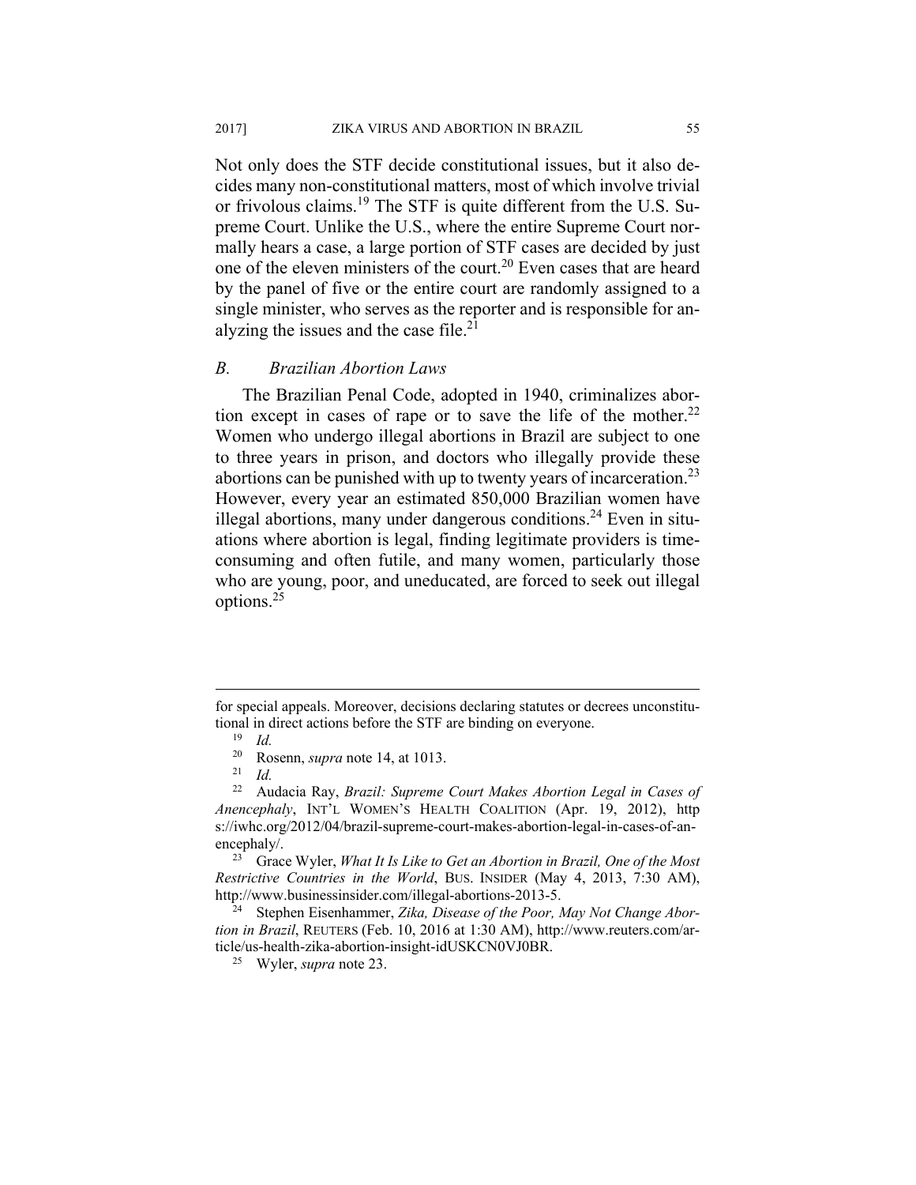Not only does the STF decide constitutional issues, but it also decides many non-constitutional matters, most of which involve trivial or frivolous claims.[19] The STF is quite different from the U.S. Supreme Court. Unlike the U.S., where the entire Supreme Court normally hears a case, a large portion of STF cases are decided by just one of the eleven ministers of the court.[20] Even cases that are heard by the panel of five or the entire court are randomly assigned to a single minister, who serves as the reporter and is responsible for analyzing the issues and the case file.[21]

### *B. Brazilian Abortion Laws*

The Brazilian Penal Code, adopted in 1940, criminalizes abortion except in cases of rape or to save the life of the mother.[22] Women who undergo illegal abortions in Brazil are subject to one to three years in prison, and doctors who illegally provide these abortions can be punished with up to twenty years of incarceration.[23] However, every year an estimated 850,000 Brazilian women have illegal abortions, many under dangerous conditions.[24] Even in situations where abortion is legal, finding legitimate providers is time-consuming and often futile, and many women, particularly those who are young, poor, and uneducated, are forced to seek out illegal options.[25]

---

for special appeals. Moreover, decisions declaring statutes or decrees unconstitutional in direct actions before the STF are binding on everyone.

[19] *Id.*

[20] Rosenn, *supra* note 14, at 1013.

[21] *Id.*

[22] Audacia Ray, *Brazil: Supreme Court Makes Abortion Legal in Cases of Anencephaly*, INT'L WOMEN'S HEALTH COALITION (Apr. 19, 2012), https://iwhc.org/2012/04/brazil-supreme-court-makes-abortion-legal-in-cases-of-anencephaly/.

[23] Grace Wyler, *What It Is Like to Get an Abortion in Brazil, One of the Most Restrictive Countries in the World*, BUS. INSIDER (May 4, 2013, 7:30 AM), http://www.businessinsider.com/illegal-abortions-2013-5.

[24] Stephen Eisenhammer, *Zika, Disease of the Poor, May Not Change Abortion in Brazil*, REUTERS (Feb. 10, 2016 at 1:30 AM), http://www.reuters.com/article/us-health-zika-abortion-insight-idUSKCN0VJ0BR.

[25] Wyler, *supra* note 23.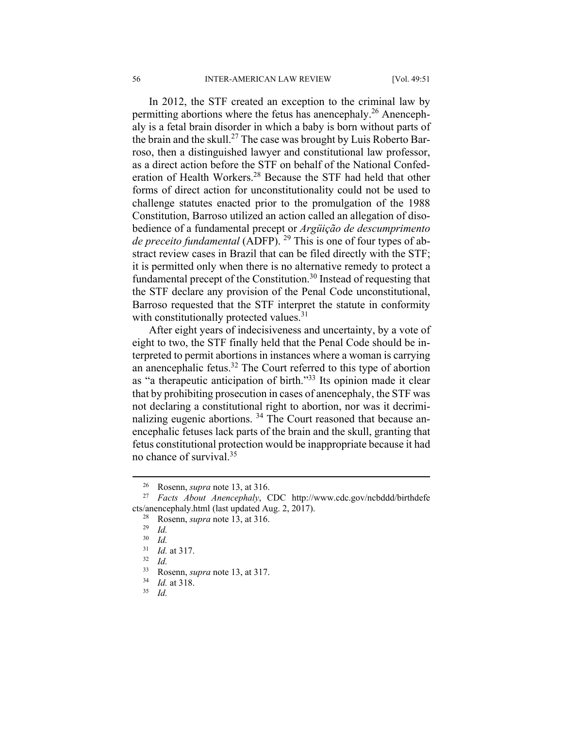In 2012, the STF created an exception to the criminal law by permitting abortions where the fetus has anencephaly.[26] Anencephaly is a fetal brain disorder in which a baby is born without parts of the brain and the skull.[27] The case was brought by Luis Roberto Barroso, then a distinguished lawyer and constitutional law professor, as a direct action before the STF on behalf of the National Confederation of Health Workers.[28] Because the STF had held that other forms of direct action for unconstitutionality could not be used to challenge statutes enacted prior to the promulgation of the 1988 Constitution, Barroso utilized an action called an allegation of disobedience of a fundamental precept or *Argüição de descumprimento de preceito fundamental* (ADFP).[29] This is one of four types of abstract review cases in Brazil that can be filed directly with the STF; it is permitted only when there is no alternative remedy to protect a fundamental precept of the Constitution.[30] Instead of requesting that the STF declare any provision of the Penal Code unconstitutional, Barroso requested that the STF interpret the statute in conformity with constitutionally protected values.[31]

After eight years of indecisiveness and uncertainty, by a vote of eight to two, the STF finally held that the Penal Code should be interpreted to permit abortions in instances where a woman is carrying an anencephalic fetus.[32] The Court referred to this type of abortion as "a therapeutic anticipation of birth."[33] Its opinion made it clear that by prohibiting prosecution in cases of anencephaly, the STF was not declaring a constitutional right to abortion, nor was it decriminalizing eugenic abortions.[34] The Court reasoned that because anencephalic fetuses lack parts of the brain and the skull, granting that fetus constitutional protection would be inappropriate because it had no chance of survival.[35]

---

[26] Rosenn, *supra* note 13, at 316.

[27] *Facts About Anencephaly*, CDC http://www.cdc.gov/ncbddd/birthdefects/anencephaly.html (last updated Aug. 2, 2017).

[28] Rosenn, *supra* note 13, at 316.

[29] *Id.*

[30] *Id.*

[31] *Id.* at 317.

[32] *Id.*

[33] Rosenn, *supra* note 13, at 317.

[34] *Id.* at 318.

[35] *Id.*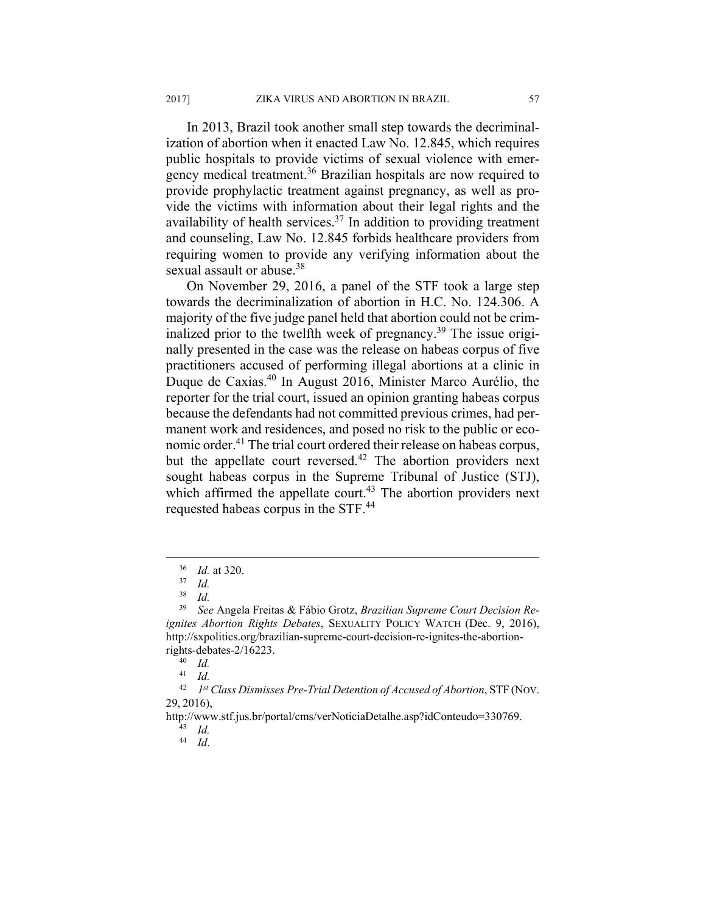In 2013, Brazil took another small step towards the decriminalization of abortion when it enacted Law No. 12.845, which requires public hospitals to provide victims of sexual violence with emergency medical treatment.[36] Brazilian hospitals are now required to provide prophylactic treatment against pregnancy, as well as provide the victims with information about their legal rights and the availability of health services.[37] In addition to providing treatment and counseling, Law No. 12.845 forbids healthcare providers from requiring women to provide any verifying information about the sexual assault or abuse.[38]

On November 29, 2016, a panel of the STF took a large step towards the decriminalization of abortion in H.C. No. 124.306. A majority of the five judge panel held that abortion could not be criminalized prior to the twelfth week of pregnancy.[39] The issue originally presented in the case was the release on habeas corpus of five practitioners accused of performing illegal abortions at a clinic in Duque de Caxias.[40] In August 2016, Minister Marco Aurélio, the reporter for the trial court, issued an opinion granting habeas corpus because the defendants had not committed previous crimes, had permanent work and residences, and posed no risk to the public or economic order.[41] The trial court ordered their release on habeas corpus, but the appellate court reversed.[42] The abortion providers next sought habeas corpus in the Supreme Tribunal of Justice (STJ), which affirmed the appellate court.[43] The abortion providers next requested habeas corpus in the STF.[44]

---

[36] *Id.* at 320.

[37] *Id.*

[38] *Id.*

[39] *See* Angela Freitas & Fábio Grotz, *Brazilian Supreme Court Decision Reignites Abortion Rights Debates*, SEXUALITY POLICY WATCH (Dec. 9, 2016), http://sxpolitics.org/brazilian-supreme-court-decision-re-ignites-the-abortion-rights-debates-2/16223.

[40] *Id.*

[41] *Id.*

[42] *1st Class Dismisses Pre-Trial Detention of Accused of Abortion*, STF (NOV. 29, 2016), http://www.stf.jus.br/portal/cms/verNoticiaDetalhe.asp?idConteudo=330769.

[43] *Id.*

[44] *Id*.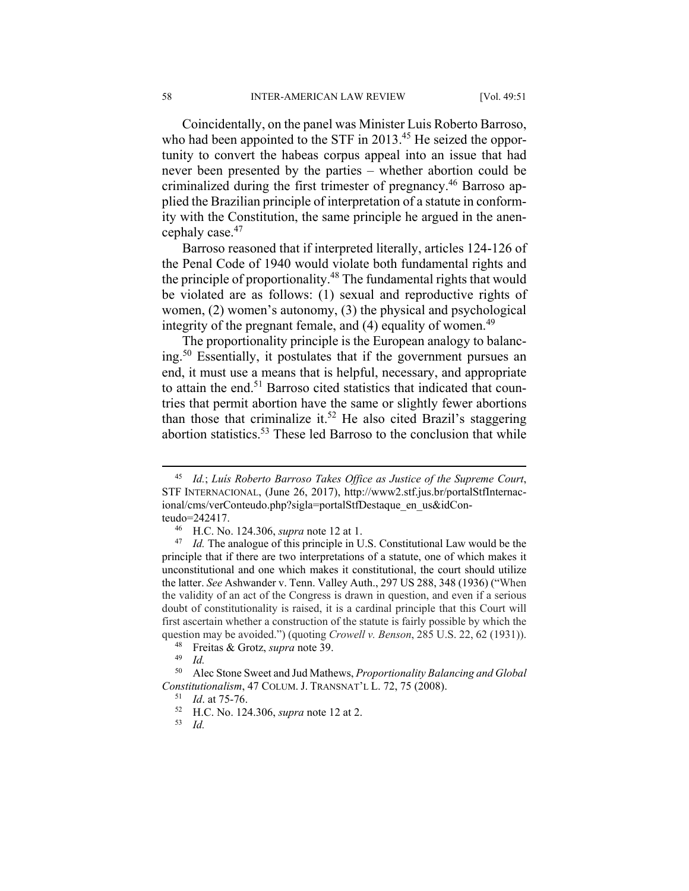Coincidentally, on the panel was Minister Luis Roberto Barroso, who had been appointed to the STF in 2013.[45] He seized the opportunity to convert the habeas corpus appeal into an issue that had never been presented by the parties – whether abortion could be criminalized during the first trimester of pregnancy.[46] Barroso applied the Brazilian principle of interpretation of a statute in conformity with the Constitution, the same principle he argued in the anencephaly case.[47]

Barroso reasoned that if interpreted literally, articles 124-126 of the Penal Code of 1940 would violate both fundamental rights and the principle of proportionality.[48] The fundamental rights that would be violated are as follows: (1) sexual and reproductive rights of women, (2) women's autonomy, (3) the physical and psychological integrity of the pregnant female, and (4) equality of women.[49]

The proportionality principle is the European analogy to balancing.[50] Essentially, it postulates that if the government pursues an end, it must use a means that is helpful, necessary, and appropriate to attain the end.[51] Barroso cited statistics that indicated that countries that permit abortion have the same or slightly fewer abortions than those that criminalize it.[52] He also cited Brazil's staggering abortion statistics.[53] These led Barroso to the conclusion that while

---

[45] *Id.*; *Luís Roberto Barroso Takes Office as Justice of the Supreme Court*, STF INTERNACIONAL, (June 26, 2017), http://www2.stf.jus.br/portalStfInternacional/cms/verConteudo.php?sigla=portalStfDestaque_en_us&idConteudo=242417.

[46] H.C. No. 124.306, *supra* note 12 at 1.

[47] *Id.* The analogue of this principle in U.S. Constitutional Law would be the principle that if there are two interpretations of a statute, one of which makes it unconstitutional and one which makes it constitutional, the court should utilize the latter. *See* Ashwander v. Tenn. Valley Auth., 297 US 288, 348 (1936) ("When the validity of an act of the Congress is drawn in question, and even if a serious doubt of constitutionality is raised, it is a cardinal principle that this Court will first ascertain whether a construction of the statute is fairly possible by which the question may be avoided.") (quoting *Crowell v. Benson*, 285 U.S. 22, 62 (1931)).

[48] Freitas & Grotz, *supra* note 39.

[49] *Id.*

[50] Alec Stone Sweet and Jud Mathews, *Proportionality Balancing and Global Constitutionalism*, 47 COLUM. J. TRANSNAT'L L. 72, 75 (2008).

[51] *Id*. at 75-76.

[52] H.C. No. 124.306, *supra* note 12 at 2.

[53] *Id.*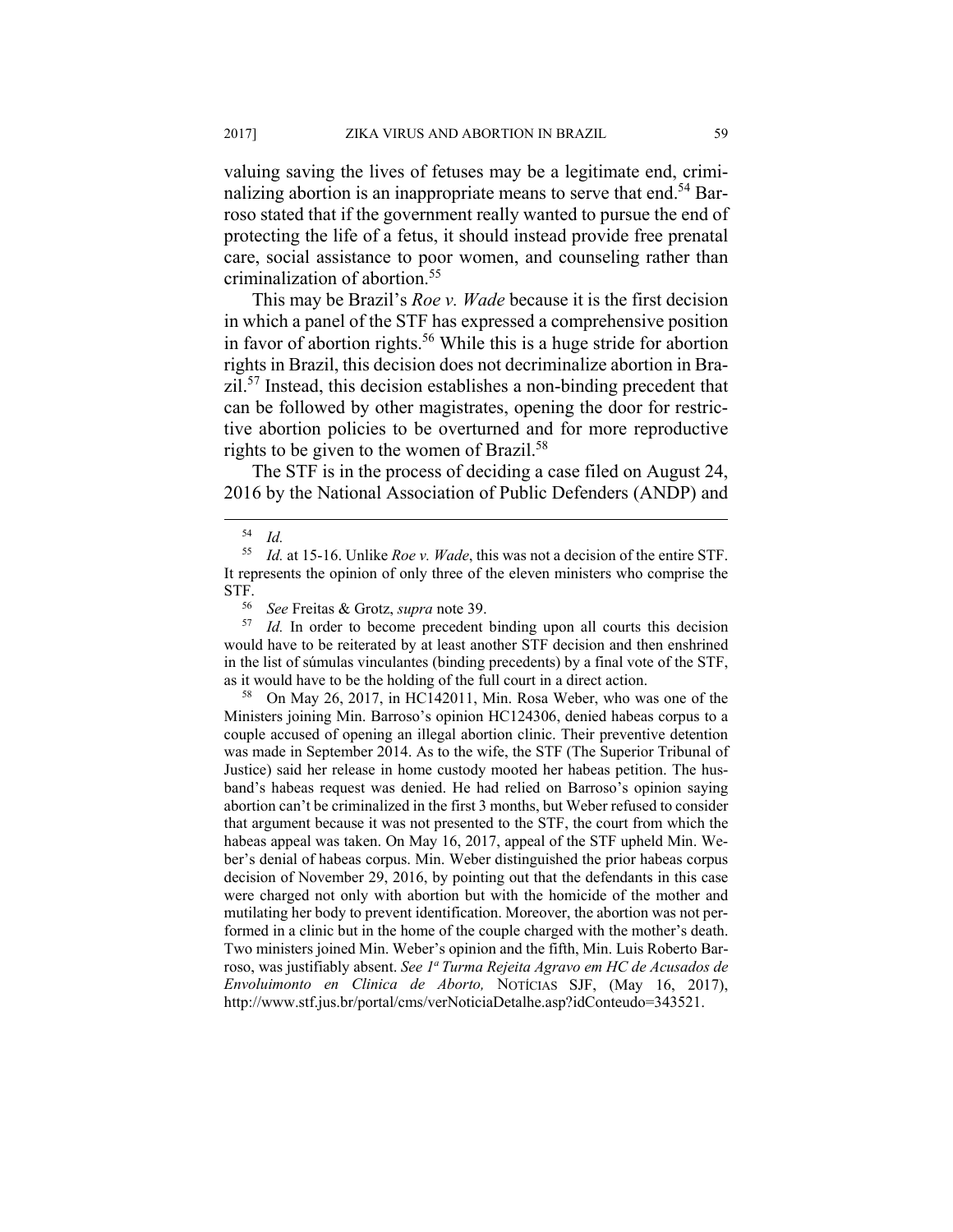valuing saving the lives of fetuses may be a legitimate end, criminalizing abortion is an inappropriate means to serve that end.[54] Barroso stated that if the government really wanted to pursue the end of protecting the life of a fetus, it should instead provide free prenatal care, social assistance to poor women, and counseling rather than criminalization of abortion.[55]

This may be Brazil's *Roe v. Wade* because it is the first decision in which a panel of the STF has expressed a comprehensive position in favor of abortion rights.[56] While this is a huge stride for abortion rights in Brazil, this decision does not decriminalize abortion in Brazil.[57] Instead, this decision establishes a non-binding precedent that can be followed by other magistrates, opening the door for restrictive abortion policies to be overturned and for more reproductive rights to be given to the women of Brazil.[58]

The STF is in the process of deciding a case filed on August 24, 2016 by the National Association of Public Defenders (ANDP) and

---

[54] *Id.*

[55] *Id.* at 15-16. Unlike *Roe v. Wade*, this was not a decision of the entire STF. It represents the opinion of only three of the eleven ministers who comprise the STF.

[56] *See* Freitas & Grotz, *supra* note 39.

[57] *Id.* In order to become precedent binding upon all courts this decision would have to be reiterated by at least another STF decision and then enshrined in the list of súmulas vinculantes (binding precedents) by a final vote of the STF, as it would have to be the holding of the full court in a direct action.

[58] On May 26, 2017, in HC142011, Min. Rosa Weber, who was one of the Ministers joining Min. Barroso's opinion HC124306, denied habeas corpus to a couple accused of opening an illegal abortion clinic. Their preventive detention was made in September 2014. As to the wife, the STF (The Superior Tribunal of Justice) said her release in home custody mooted her habeas petition. The husband's habeas request was denied. He had relied on Barroso's opinion saying abortion can't be criminalized in the first 3 months, but Weber refused to consider that argument because it was not presented to the STF, the court from which the habeas appeal was taken. On May 16, 2017, appeal of the STF upheld Min. Weber's denial of habeas corpus. Min. Weber distinguished the prior habeas corpus decision of November 29, 2016, by pointing out that the defendants in this case were charged not only with abortion but with the homicide of the mother and mutilating her body to prevent identification. Moreover, the abortion was not performed in a clinic but in the home of the couple charged with the mother's death. Two ministers joined Min. Weber's opinion and the fifth, Min. Luis Roberto Barroso, was justifiably absent. *See 1ª Turma Rejeita Agravo em HC de Acusados de Envoluimonto en Clinica de Aborto,* NOTÍCIAS SJF, (May 16, 2017), http://www.stf.jus.br/portal/cms/verNoticiaDetalhe.asp?idConteudo=343521.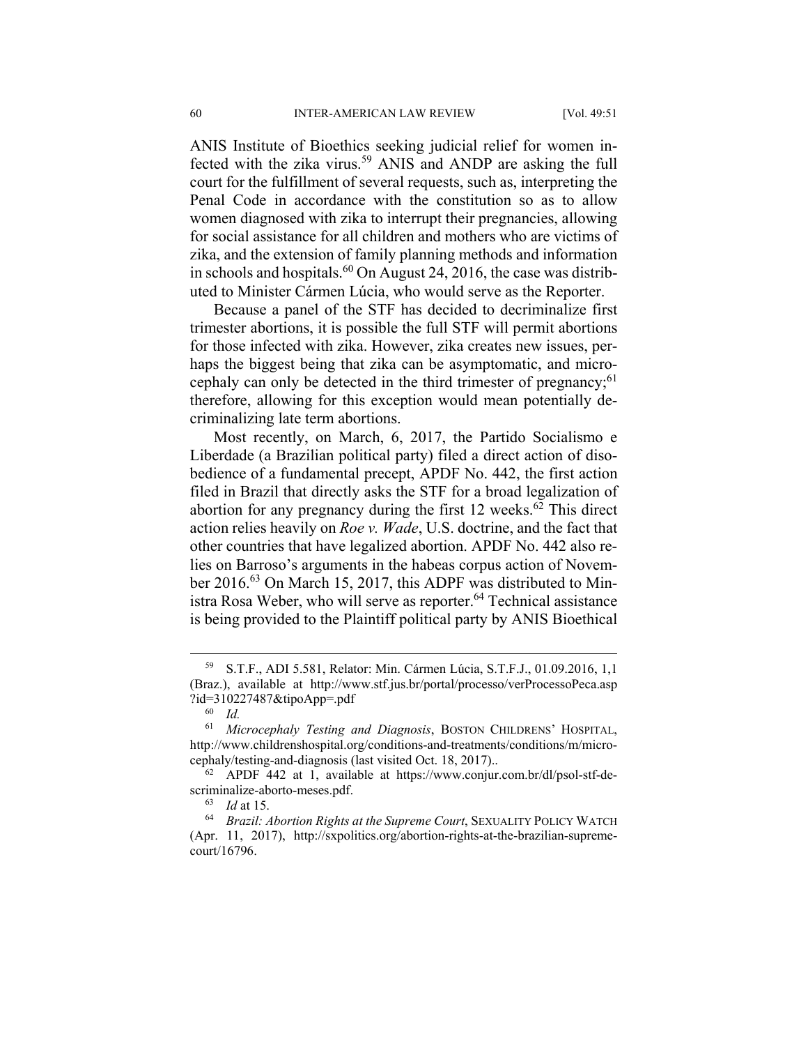ANIS Institute of Bioethics seeking judicial relief for women infected with the zika virus.[59] ANIS and ANDP are asking the full court for the fulfillment of several requests, such as, interpreting the Penal Code in accordance with the constitution so as to allow women diagnosed with zika to interrupt their pregnancies, allowing for social assistance for all children and mothers who are victims of zika, and the extension of family planning methods and information in schools and hospitals.[60] On August 24, 2016, the case was distributed to Minister Cármen Lúcia, who would serve as the Reporter.

Because a panel of the STF has decided to decriminalize first trimester abortions, it is possible the full STF will permit abortions for those infected with zika. However, zika creates new issues, perhaps the biggest being that zika can be asymptomatic, and microcephaly can only be detected in the third trimester of pregnancy;[61] therefore, allowing for this exception would mean potentially decriminalizing late term abortions.

Most recently, on March, 6, 2017, the Partido Socialismo e Liberdade (a Brazilian political party) filed a direct action of disobedience of a fundamental precept, APDF No. 442, the first action filed in Brazil that directly asks the STF for a broad legalization of abortion for any pregnancy during the first 12 weeks.[62] This direct action relies heavily on *Roe v. Wade*, U.S. doctrine, and the fact that other countries that have legalized abortion. APDF No. 442 also relies on Barroso's arguments in the habeas corpus action of November 2016.[63] On March 15, 2017, this ADPF was distributed to Ministra Rosa Weber, who will serve as reporter.[64] Technical assistance is being provided to the Plaintiff political party by ANIS Bioethical

---

[59] S.T.F., ADI 5.581, Relator: Min. Cármen Lúcia, S.T.F.J., 01.09.2016, 1,1 (Braz.), available at http://www.stf.jus.br/portal/processo/verProcessoPeca.asp?id=310227487&tipoApp=.pdf

[60] *Id.*

[61] *Microcephaly Testing and Diagnosis*, BOSTON CHILDRENS' HOSPITAL, http://www.childrenshospital.org/conditions-and-treatments/conditions/m/microcephaly/testing-and-diagnosis (last visited Oct. 18, 2017)..

[62] APDF 442 at 1, available at https://www.conjur.com.br/dl/psol-stf-descriminalize-aborto-meses.pdf.

[63] *Id* at 15.

[64] *Brazil: Abortion Rights at the Supreme Court*, SEXUALITY POLICY WATCH (Apr. 11, 2017), http://sxpolitics.org/abortion-rights-at-the-brazilian-supreme-court/16796.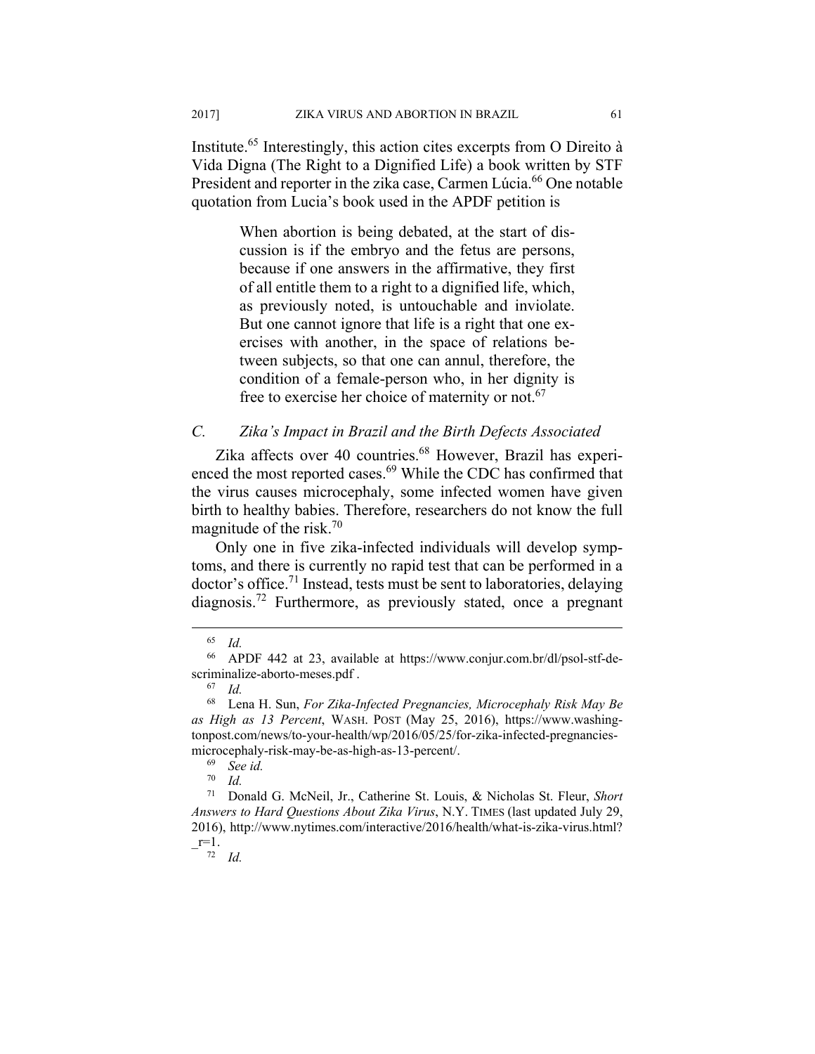Institute.[65] Interestingly, this action cites excerpts from O Direito à Vida Digna (The Right to a Dignified Life) a book written by STF President and reporter in the zika case, Carmen Lúcia.[66] One notable quotation from Lucia's book used in the APDF petition is

> When abortion is being debated, at the start of discussion is if the embryo and the fetus are persons, because if one answers in the affirmative, they first of all entitle them to a right to a dignified life, which, as previously noted, is untouchable and inviolate. But one cannot ignore that life is a right that one exercises with another, in the space of relations between subjects, so that one can annul, therefore, the condition of a female-person who, in her dignity is free to exercise her choice of maternity or not.[67]

### *C. Zika's Impact in Brazil and the Birth Defects Associated*

Zika affects over 40 countries.[68] However, Brazil has experienced the most reported cases.[69] While the CDC has confirmed that the virus causes microcephaly, some infected women have given birth to healthy babies. Therefore, researchers do not know the full magnitude of the risk.[70]

Only one in five zika-infected individuals will develop symptoms, and there is currently no rapid test that can be performed in a doctor's office.[71] Instead, tests must be sent to laboratories, delaying diagnosis.[72] Furthermore, as previously stated, once a pregnant

---

[65] *Id.*

[66] APDF 442 at 23, available at https://www.conjur.com.br/dl/psol-stf-descriminalize-aborto-meses.pdf .

[67] *Id.*

[68] Lena H. Sun, *For Zika-Infected Pregnancies, Microcephaly Risk May Be as High as 13 Percent*, WASH. POST (May 25, 2016), https://www.washingtonpost.com/news/to-your-health/wp/2016/05/25/for-zika-infected-pregnancies-microcephaly-risk-may-be-as-high-as-13-percent/.

[69] *See id.*

[70] *Id.*

[71] Donald G. McNeil, Jr., Catherine St. Louis, & Nicholas St. Fleur, *Short Answers to Hard Questions About Zika Virus*, N.Y. TIMES (last updated July 29, 2016), http://www.nytimes.com/interactive/2016/health/what-is-zika-virus.html?_r=1.

[72] *Id.*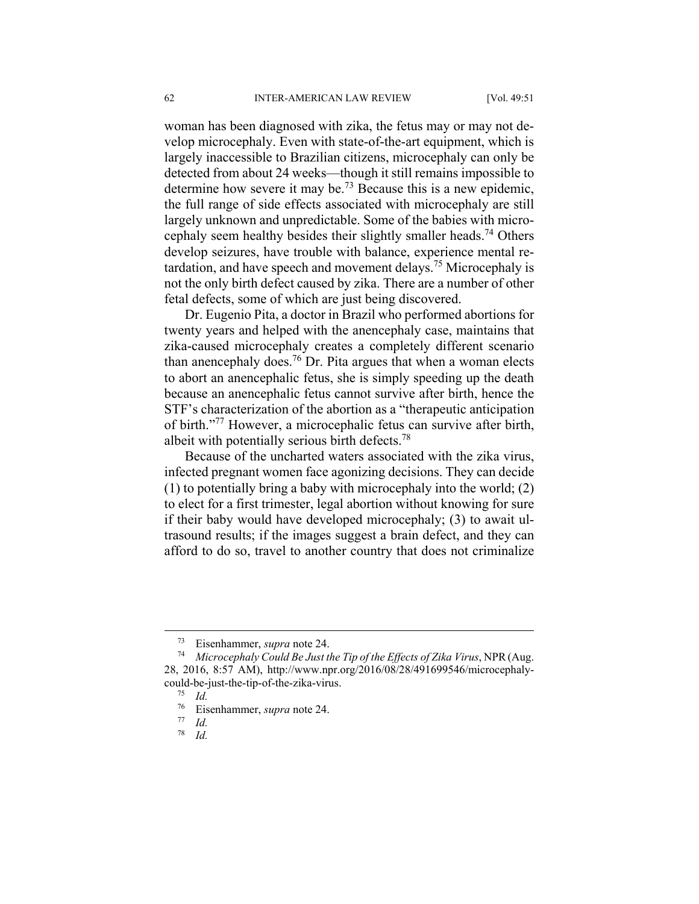woman has been diagnosed with zika, the fetus may or may not develop microcephaly. Even with state-of-the-art equipment, which is largely inaccessible to Brazilian citizens, microcephaly can only be detected from about 24 weeks—though it still remains impossible to determine how severe it may be.[73] Because this is a new epidemic, the full range of side effects associated with microcephaly are still largely unknown and unpredictable. Some of the babies with microcephaly seem healthy besides their slightly smaller heads.[74] Others develop seizures, have trouble with balance, experience mental retardation, and have speech and movement delays.[75] Microcephaly is not the only birth defect caused by zika. There are a number of other fetal defects, some of which are just being discovered.

Dr. Eugenio Pita, a doctor in Brazil who performed abortions for twenty years and helped with the anencephaly case, maintains that zika-caused microcephaly creates a completely different scenario than anencephaly does.[76] Dr. Pita argues that when a woman elects to abort an anencephalic fetus, she is simply speeding up the death because an anencephalic fetus cannot survive after birth, hence the STF's characterization of the abortion as a "therapeutic anticipation of birth."[77] However, a microcephalic fetus can survive after birth, albeit with potentially serious birth defects.[78]

Because of the uncharted waters associated with the zika virus, infected pregnant women face agonizing decisions. They can decide (1) to potentially bring a baby with microcephaly into the world; (2) to elect for a first trimester, legal abortion without knowing for sure if their baby would have developed microcephaly; (3) to await ultrasound results; if the images suggest a brain defect, and they can afford to do so, travel to another country that does not criminalize

---

[73] Eisenhammer, *supra* note 24.

[74] *Microcephaly Could Be Just the Tip of the Effects of Zika Virus*, NPR (Aug. 28, 2016, 8:57 AM), http://www.npr.org/2016/08/28/491699546/microcephaly-could-be-just-the-tip-of-the-zika-virus.

[75] *Id.*

[76] Eisenhammer, *supra* note 24.

[77] *Id.*

[78] *Id.*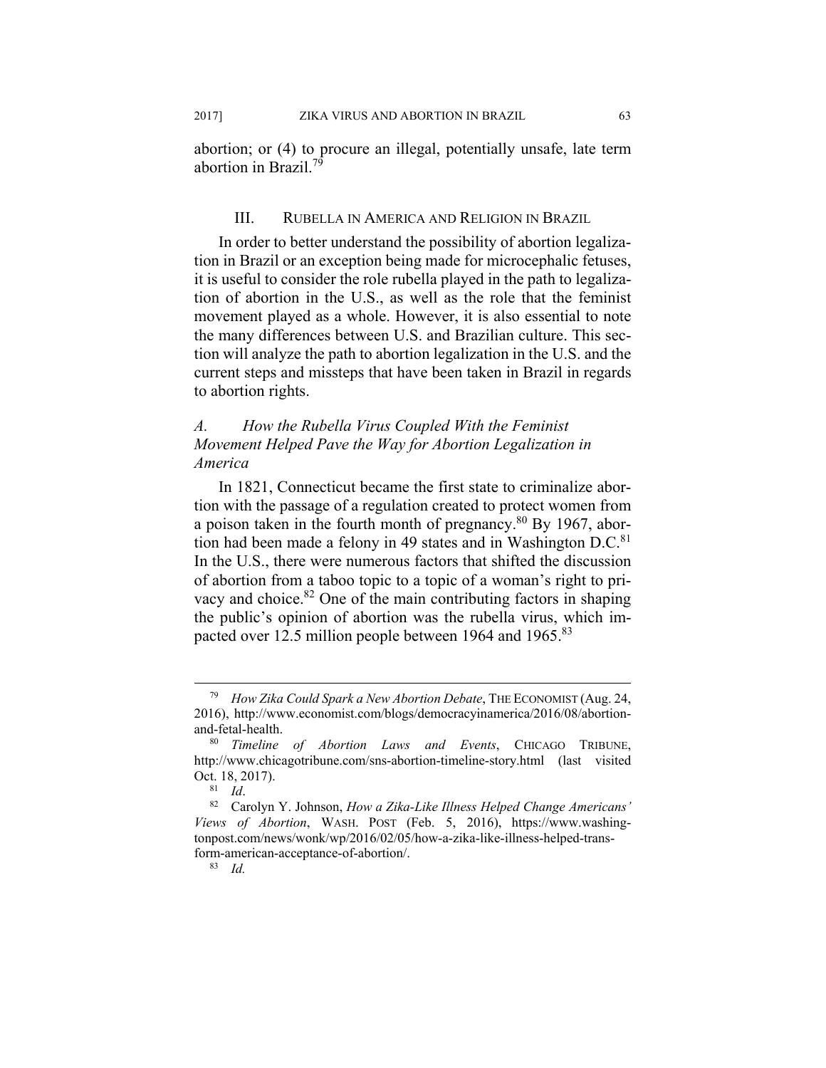abortion; or (4) to procure an illegal, potentially unsafe, late term abortion in Brazil.[79]

## III. RUBELLA IN AMERICA AND RELIGION IN BRAZIL

In order to better understand the possibility of abortion legalization in Brazil or an exception being made for microcephalic fetuses, it is useful to consider the role rubella played in the path to legalization of abortion in the U.S., as well as the role that the feminist movement played as a whole. However, it is also essential to note the many differences between U.S. and Brazilian culture. This section will analyze the path to abortion legalization in the U.S. and the current steps and missteps that have been taken in Brazil in regards to abortion rights.

### *A. How the Rubella Virus Coupled With the Feminist Movement Helped Pave the Way for Abortion Legalization in America*

In 1821, Connecticut became the first state to criminalize abortion with the passage of a regulation created to protect women from a poison taken in the fourth month of pregnancy.[80] By 1967, abortion had been made a felony in 49 states and in Washington D.C.[81] In the U.S., there were numerous factors that shifted the discussion of abortion from a taboo topic to a topic of a woman's right to privacy and choice.[82] One of the main contributing factors in shaping the public's opinion of abortion was the rubella virus, which impacted over 12.5 million people between 1964 and 1965.[83]

---

[79] *How Zika Could Spark a New Abortion Debate*, THE ECONOMIST (Aug. 24, 2016), http://www.economist.com/blogs/democracyinamerica/2016/08/abortion-and-fetal-health.

[80] *Timeline of Abortion Laws and Events*, CHICAGO TRIBUNE, http://www.chicagotribune.com/sns-abortion-timeline-story.html (last visited Oct. 18, 2017).

[81] *Id*.

[82] Carolyn Y. Johnson, *How a Zika-Like Illness Helped Change Americans' Views of Abortion*, WASH. POST (Feb. 5, 2016), https://www.washingtonpost.com/news/wonk/wp/2016/02/05/how-a-zika-like-illness-helped-transform-american-acceptance-of-abortion/.

[83] *Id.*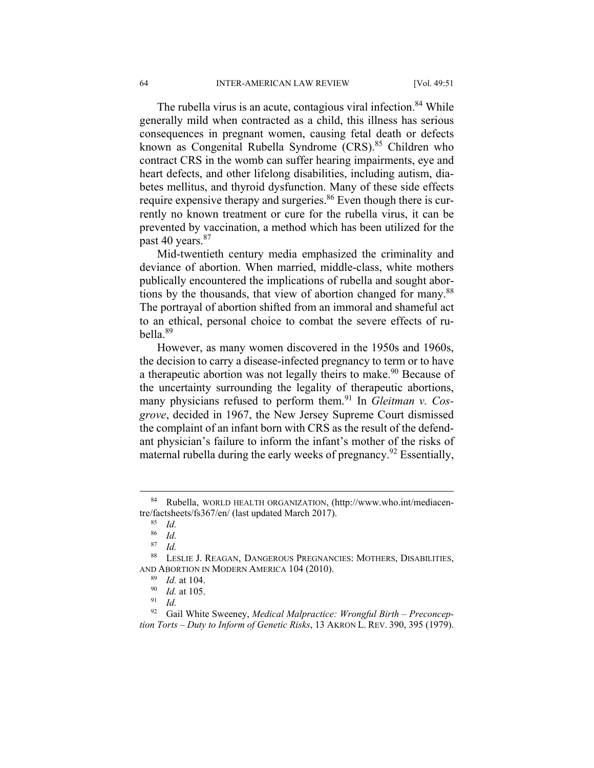The rubella virus is an acute, contagious viral infection.[84] While generally mild when contracted as a child, this illness has serious consequences in pregnant women, causing fetal death or defects known as Congenital Rubella Syndrome (CRS).[85] Children who contract CRS in the womb can suffer hearing impairments, eye and heart defects, and other lifelong disabilities, including autism, diabetes mellitus, and thyroid dysfunction. Many of these side effects require expensive therapy and surgeries.[86] Even though there is currently no known treatment or cure for the rubella virus, it can be prevented by vaccination, a method which has been utilized for the past 40 years.[87]

Mid-twentieth century media emphasized the criminality and deviance of abortion. When married, middle-class, white mothers publically encountered the implications of rubella and sought abortions by the thousands, that view of abortion changed for many.[88] The portrayal of abortion shifted from an immoral and shameful act to an ethical, personal choice to combat the severe effects of rubella.[89]

However, as many women discovered in the 1950s and 1960s, the decision to carry a disease-infected pregnancy to term or to have a therapeutic abortion was not legally theirs to make.[90] Because of the uncertainty surrounding the legality of therapeutic abortions, many physicians refused to perform them.[91] In *Gleitman v. Cosgrove*, decided in 1967, the New Jersey Supreme Court dismissed the complaint of an infant born with CRS as the result of the defendant physician's failure to inform the infant's mother of the risks of maternal rubella during the early weeks of pregnancy.[92] Essentially,

---

[84] Rubella, WORLD HEALTH ORGANIZATION, (http://www.who.int/mediacentre/factsheets/fs367/en/ (last updated March 2017).

[85] *Id.*

[86] *Id.*

[87] *Id.*

[88] LESLIE J. REAGAN, DANGEROUS PREGNANCIES: MOTHERS, DISABILITIES, AND ABORTION IN MODERN AMERICA 104 (2010).

[89] *Id.* at 104.

[90] *Id.* at 105.

[91] *Id.*

[92] Gail White Sweeney, *Medical Malpractice: Wrongful Birth – Preconception Torts – Duty to Inform of Genetic Risks*, 13 AKRON L. REV. 390, 395 (1979).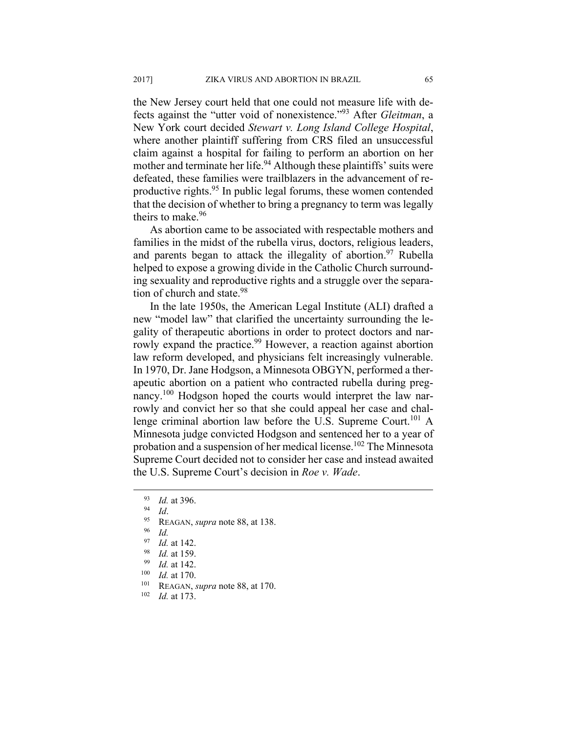the New Jersey court held that one could not measure life with defects against the "utter void of nonexistence."[93] After *Gleitman*, a New York court decided *Stewart v. Long Island College Hospital*, where another plaintiff suffering from CRS filed an unsuccessful claim against a hospital for failing to perform an abortion on her mother and terminate her life.[94] Although these plaintiffs' suits were defeated, these families were trailblazers in the advancement of reproductive rights.[95] In public legal forums, these women contended that the decision of whether to bring a pregnancy to term was legally theirs to make.[96]

As abortion came to be associated with respectable mothers and families in the midst of the rubella virus, doctors, religious leaders, and parents began to attack the illegality of abortion.[97] Rubella helped to expose a growing divide in the Catholic Church surrounding sexuality and reproductive rights and a struggle over the separation of church and state.[98]

In the late 1950s, the American Legal Institute (ALI) drafted a new "model law" that clarified the uncertainty surrounding the legality of therapeutic abortions in order to protect doctors and narrowly expand the practice.[99] However, a reaction against abortion law reform developed, and physicians felt increasingly vulnerable. In 1970, Dr. Jane Hodgson, a Minnesota OBGYN, performed a therapeutic abortion on a patient who contracted rubella during pregnancy.[100] Hodgson hoped the courts would interpret the law narrowly and convict her so that she could appeal her case and challenge criminal abortion law before the U.S. Supreme Court.[101] A Minnesota judge convicted Hodgson and sentenced her to a year of probation and a suspension of her medical license.[102] The Minnesota Supreme Court decided not to consider her case and instead awaited the U.S. Supreme Court's decision in *Roe v. Wade*.

---

[93] *Id.* at 396.

[94] *Id*.

[95] REAGAN, *supra* note 88, at 138.

[96] *Id.*

[97] *Id.* at 142.

[98] *Id.* at 159.

[99] *Id.* at 142.

[100] *Id.* at 170.

[101] REAGAN, *supra* note 88, at 170.

[102] *Id.* at 173.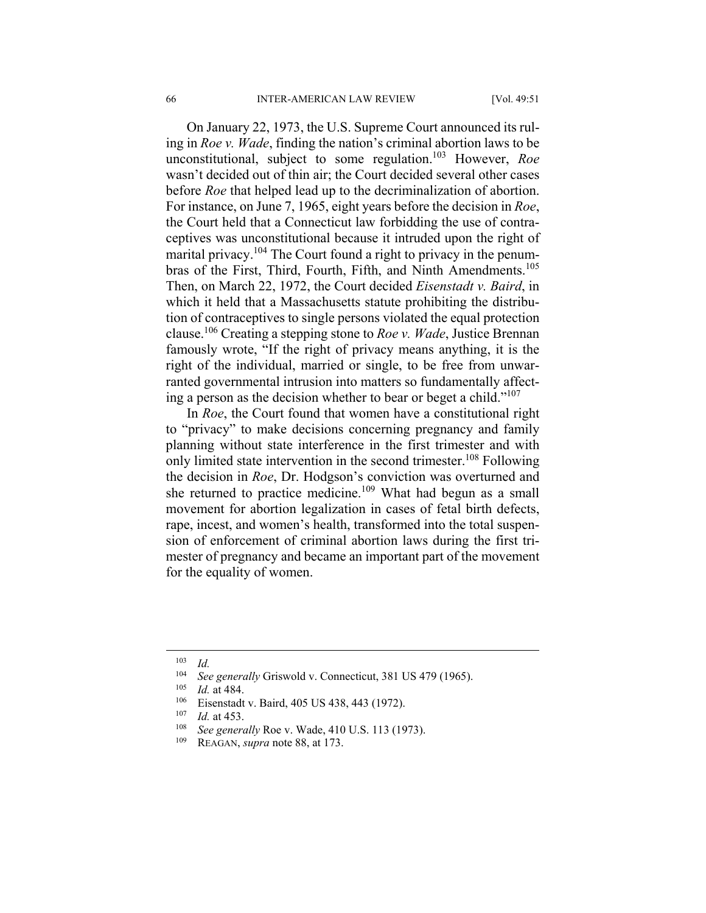On January 22, 1973, the U.S. Supreme Court announced its ruling in *Roe v. Wade*, finding the nation's criminal abortion laws to be unconstitutional, subject to some regulation.[103] However, *Roe* wasn't decided out of thin air; the Court decided several other cases before *Roe* that helped lead up to the decriminalization of abortion. For instance, on June 7, 1965, eight years before the decision in *Roe*, the Court held that a Connecticut law forbidding the use of contraceptives was unconstitutional because it intruded upon the right of marital privacy.[104] The Court found a right to privacy in the penumbras of the First, Third, Fourth, Fifth, and Ninth Amendments.[105] Then, on March 22, 1972, the Court decided *Eisenstadt v. Baird*, in which it held that a Massachusetts statute prohibiting the distribution of contraceptives to single persons violated the equal protection clause.[106] Creating a stepping stone to *Roe v. Wade*, Justice Brennan famously wrote, "If the right of privacy means anything, it is the right of the individual, married or single, to be free from unwarranted governmental intrusion into matters so fundamentally affecting a person as the decision whether to bear or beget a child."[107]

In *Roe*, the Court found that women have a constitutional right to "privacy" to make decisions concerning pregnancy and family planning without state interference in the first trimester and with only limited state intervention in the second trimester.[108] Following the decision in *Roe*, Dr. Hodgson's conviction was overturned and she returned to practice medicine.[109] What had begun as a small movement for abortion legalization in cases of fetal birth defects, rape, incest, and women's health, transformed into the total suspension of enforcement of criminal abortion laws during the first trimester of pregnancy and became an important part of the movement for the equality of women.

---

[103] *Id.*

[104] *See generally* Griswold v. Connecticut, 381 US 479 (1965).

[105] *Id.* at 484.

[106] Eisenstadt v. Baird, 405 US 438, 443 (1972).

[107] *Id.* at 453.

[108] *See generally* Roe v. Wade, 410 U.S. 113 (1973).

[109] REAGAN, *supra* note 88, at 173.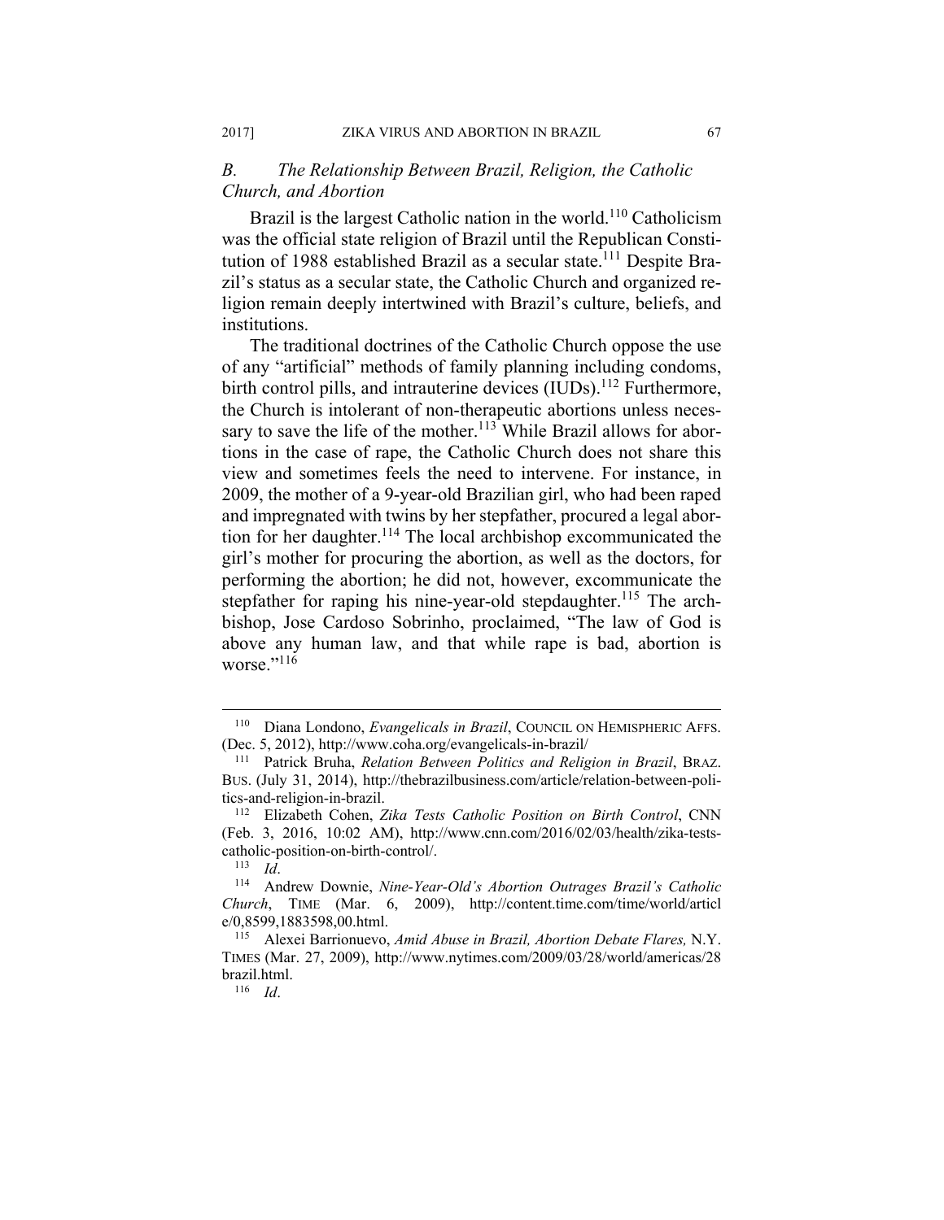### *B. The Relationship Between Brazil, Religion, the Catholic Church, and Abortion*

Brazil is the largest Catholic nation in the world.[110] Catholicism was the official state religion of Brazil until the Republican Constitution of 1988 established Brazil as a secular state.[111] Despite Brazil's status as a secular state, the Catholic Church and organized religion remain deeply intertwined with Brazil's culture, beliefs, and institutions.

The traditional doctrines of the Catholic Church oppose the use of any "artificial" methods of family planning including condoms, birth control pills, and intrauterine devices (IUDs).[112] Furthermore, the Church is intolerant of non-therapeutic abortions unless necessary to save the life of the mother.[113] While Brazil allows for abortions in the case of rape, the Catholic Church does not share this view and sometimes feels the need to intervene. For instance, in 2009, the mother of a 9-year-old Brazilian girl, who had been raped and impregnated with twins by her stepfather, procured a legal abortion for her daughter.[114] The local archbishop excommunicated the girl's mother for procuring the abortion, as well as the doctors, for performing the abortion; he did not, however, excommunicate the stepfather for raping his nine-year-old stepdaughter.[115] The archbishop, Jose Cardoso Sobrinho, proclaimed, "The law of God is above any human law, and that while rape is bad, abortion is worse."[116]

---

[110] Diana Londono, *Evangelicals in Brazil*, COUNCIL ON HEMISPHERIC AFFS. (Dec. 5, 2012), http://www.coha.org/evangelicals-in-brazil/

[111] Patrick Bruha, *Relation Between Politics and Religion in Brazil*, BRAZ. BUS. (July 31, 2014), http://thebrazilbusiness.com/article/relation-between-politics-and-religion-in-brazil.

[112] Elizabeth Cohen, *Zika Tests Catholic Position on Birth Control*, CNN (Feb. 3, 2016, 10:02 AM), http://www.cnn.com/2016/02/03/health/zika-tests-catholic-position-on-birth-control/.

[113] *Id*.

[114] Andrew Downie, *Nine-Year-Old's Abortion Outrages Brazil's Catholic Church*, TIME (Mar. 6, 2009), http://content.time.com/time/world/article/0,8599,1883598,00.html.

[115] Alexei Barrionuevo, *Amid Abuse in Brazil, Abortion Debate Flares,* N.Y. TIMES (Mar. 27, 2009), http://www.nytimes.com/2009/03/28/world/americas/28brazil.html.

[116] *Id*.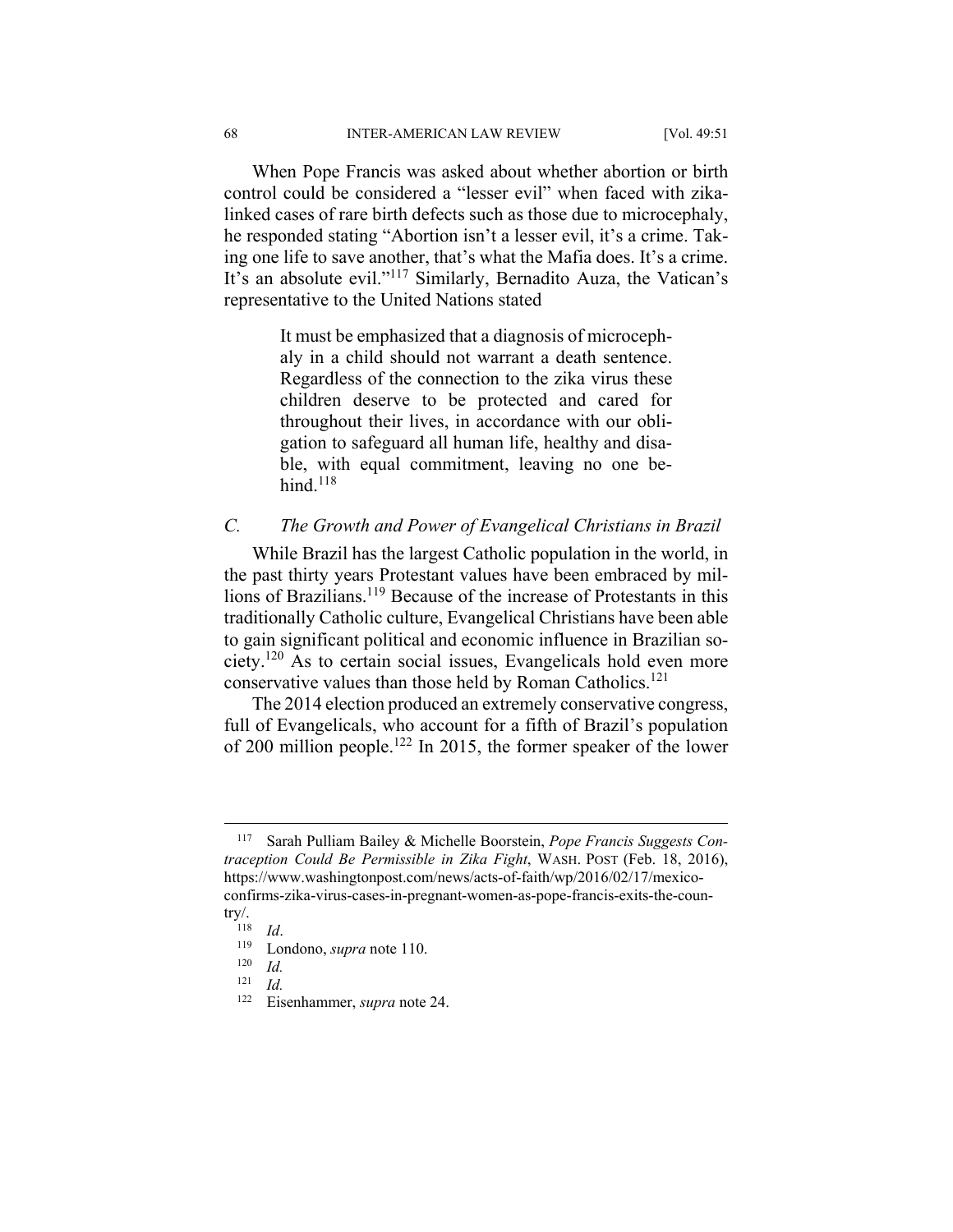When Pope Francis was asked about whether abortion or birth control could be considered a "lesser evil" when faced with zika-linked cases of rare birth defects such as those due to microcephaly, he responded stating "Abortion isn't a lesser evil, it's a crime. Taking one life to save another, that's what the Mafia does. It's a crime. It's an absolute evil."[117] Similarly, Bernadito Auza, the Vatican's representative to the United Nations stated

> It must be emphasized that a diagnosis of microcephaly in a child should not warrant a death sentence. Regardless of the connection to the zika virus these children deserve to be protected and cared for throughout their lives, in accordance with our obligation to safeguard all human life, healthy and disable, with equal commitment, leaving no one behind.[118]

### *C. The Growth and Power of Evangelical Christians in Brazil*

While Brazil has the largest Catholic population in the world, in the past thirty years Protestant values have been embraced by millions of Brazilians.[119] Because of the increase of Protestants in this traditionally Catholic culture, Evangelical Christians have been able to gain significant political and economic influence in Brazilian society.[120] As to certain social issues, Evangelicals hold even more conservative values than those held by Roman Catholics.[121]

The 2014 election produced an extremely conservative congress, full of Evangelicals, who account for a fifth of Brazil's population of 200 million people.[122] In 2015, the former speaker of the lower

---

[117] Sarah Pulliam Bailey & Michelle Boorstein, *Pope Francis Suggests Contraception Could Be Permissible in Zika Fight*, WASH. POST (Feb. 18, 2016), https://www.washingtonpost.com/news/acts-of-faith/wp/2016/02/17/mexico-confirms-zika-virus-cases-in-pregnant-women-as-pope-francis-exits-the-country/.

[118] *Id*.

[119] Londono, *supra* note 110.

[120] *Id.*

[121] *Id.*

[122] Eisenhammer, *supra* note 24.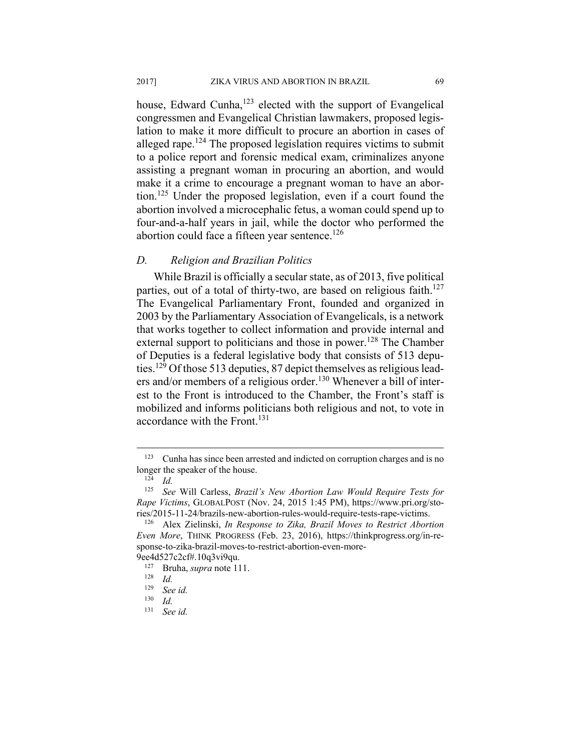house, Edward Cunha,[123] elected with the support of Evangelical congressmen and Evangelical Christian lawmakers, proposed legislation to make it more difficult to procure an abortion in cases of alleged rape.[124] The proposed legislation requires victims to submit to a police report and forensic medical exam, criminalizes anyone assisting a pregnant woman in procuring an abortion, and would make it a crime to encourage a pregnant woman to have an abortion.[125] Under the proposed legislation, even if a court found the abortion involved a microcephalic fetus, a woman could spend up to four-and-a-half years in jail, while the doctor who performed the abortion could face a fifteen year sentence.[126]

### *D. Religion and Brazilian Politics*

While Brazil is officially a secular state, as of 2013, five political parties, out of a total of thirty-two, are based on religious faith.[127] The Evangelical Parliamentary Front, founded and organized in 2003 by the Parliamentary Association of Evangelicals, is a network that works together to collect information and provide internal and external support to politicians and those in power.[128] The Chamber of Deputies is a federal legislative body that consists of 513 deputies.[129] Of those 513 deputies, 87 depict themselves as religious leaders and/or members of a religious order.[130] Whenever a bill of interest to the Front is introduced to the Chamber, the Front's staff is mobilized and informs politicians both religious and not, to vote in accordance with the Front.[131]

---

[123] Cunha has since been arrested and indicted on corruption charges and is no longer the speaker of the house.

[124] *Id.*

[125] *See* Will Carless, *Brazil's New Abortion Law Would Require Tests for Rape Victims*, GLOBALPOST (Nov. 24, 2015 1:45 PM), https://www.pri.org/stories/2015-11-24/brazils-new-abortion-rules-would-require-tests-rape-victims.

[126] Alex Zielinski, *In Response to Zika, Brazil Moves to Restrict Abortion Even More*, THINK PROGRESS (Feb. 23, 2016), https://thinkprogress.org/in-response-to-zika-brazil-moves-to-restrict-abortion-even-more-9ee4d527c2cf#.10q3vi9qu.

[127] Bruha, *supra* note 111.

[128] *Id.*

[129] *See id.*

[130] *Id.*

[131] *See id.*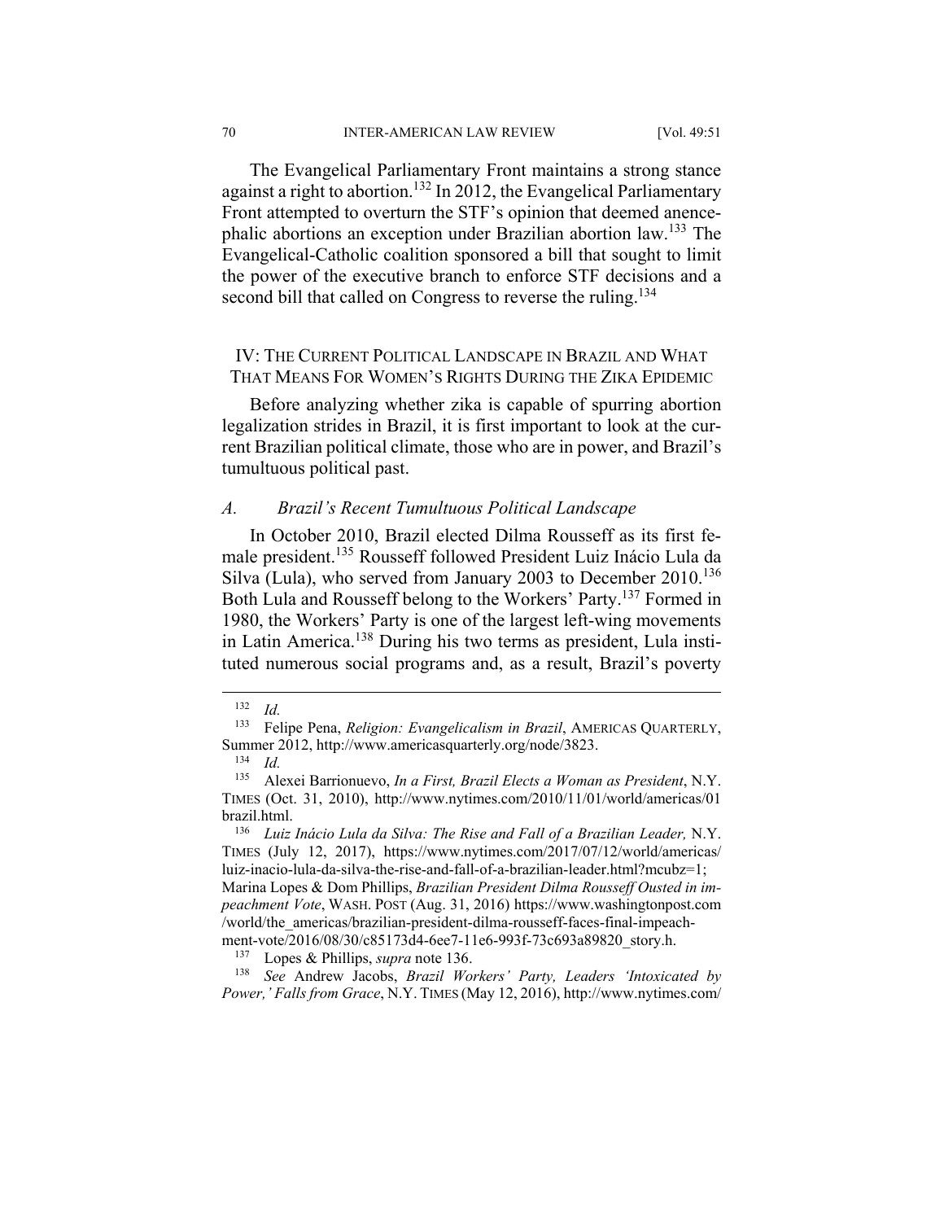The Evangelical Parliamentary Front maintains a strong stance against a right to abortion.[132] In 2012, the Evangelical Parliamentary Front attempted to overturn the STF's opinion that deemed anencephalic abortions an exception under Brazilian abortion law.[133] The Evangelical-Catholic coalition sponsored a bill that sought to limit the power of the executive branch to enforce STF decisions and a second bill that called on Congress to reverse the ruling.[134]

## IV: The Current Political Landscape in Brazil and What That Means For Women's Rights During the Zika Epidemic

Before analyzing whether zika is capable of spurring abortion legalization strides in Brazil, it is first important to look at the current Brazilian political climate, those who are in power, and Brazil's tumultuous political past.

### *A. Brazil's Recent Tumultuous Political Landscape*

In October 2010, Brazil elected Dilma Rousseff as its first female president.[135] Rousseff followed President Luiz Inácio Lula da Silva (Lula), who served from January 2003 to December 2010.[136] Both Lula and Rousseff belong to the Workers' Party.[137] Formed in 1980, the Workers' Party is one of the largest left-wing movements in Latin America.[138] During his two terms as president, Lula instituted numerous social programs and, as a result, Brazil's poverty

---

[132] *Id.*

[133] Felipe Pena, *Religion: Evangelicalism in Brazil*, AMERICAS QUARTERLY, Summer 2012, http://www.americasquarterly.org/node/3823.

[134] *Id.*

[135] Alexei Barrionuevo, *In a First, Brazil Elects a Woman as President*, N.Y. TIMES (Oct. 31, 2010), http://www.nytimes.com/2010/11/01/world/americas/01brazil.html.

[136] *Luiz Inácio Lula da Silva: The Rise and Fall of a Brazilian Leader,* N.Y. TIMES (July 12, 2017), https://www.nytimes.com/2017/07/12/world/americas/luiz-inacio-lula-da-silva-the-rise-and-fall-of-a-brazilian-leader.html?mcubz=1; Marina Lopes & Dom Phillips, *Brazilian President Dilma Rousseff Ousted in impeachment Vote*, WASH. POST (Aug. 31, 2016) https://www.washingtonpost.com/world/the_americas/brazilian-president-dilma-rousseff-faces-final-impeachment-vote/2016/08/30/c85173d4-6ee7-11e6-993f-73c693a89820_story.h.

[137] Lopes & Phillips, *supra* note 136.

[138] *See* Andrew Jacobs, *Brazil Workers' Party, Leaders 'Intoxicated by Power,' Falls from Grace*, N.Y. TIMES (May 12, 2016), http://www.nytimes.com/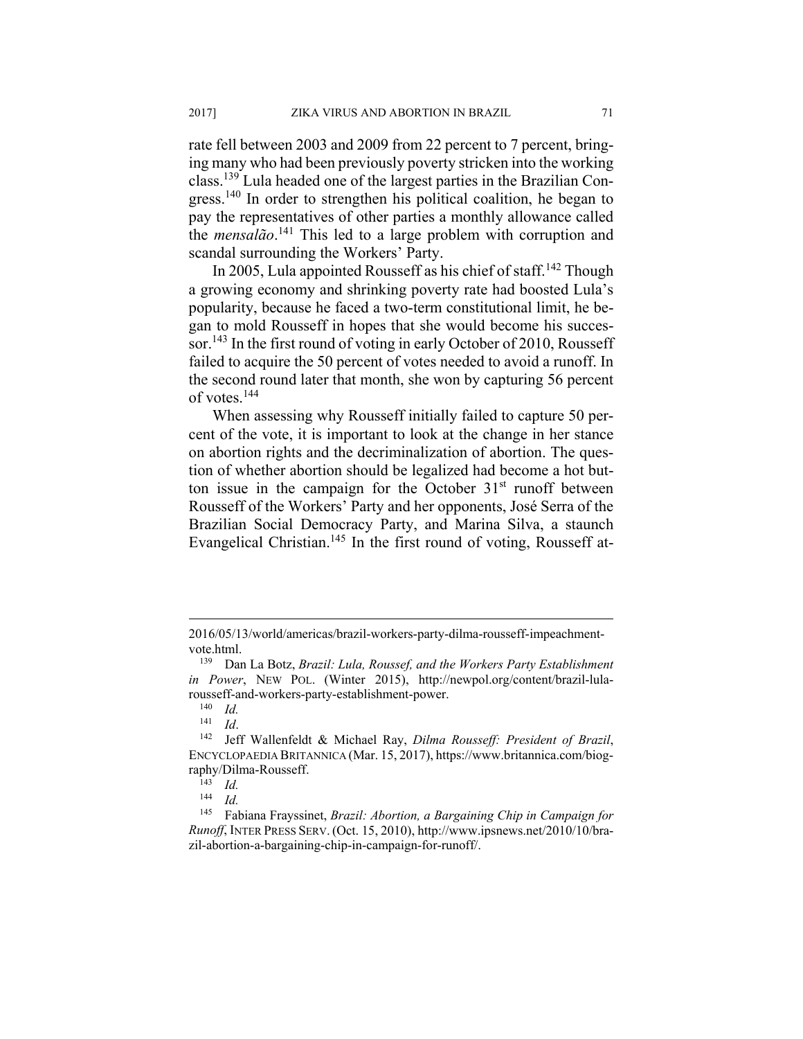rate fell between 2003 and 2009 from 22 percent to 7 percent, bringing many who had been previously poverty stricken into the working class.[139] Lula headed one of the largest parties in the Brazilian Congress.[140] In order to strengthen his political coalition, he began to pay the representatives of other parties a monthly allowance called the *mensalão*.[141] This led to a large problem with corruption and scandal surrounding the Workers' Party.

In 2005, Lula appointed Rousseff as his chief of staff.[142] Though a growing economy and shrinking poverty rate had boosted Lula's popularity, because he faced a two-term constitutional limit, he began to mold Rousseff in hopes that she would become his successor.[143] In the first round of voting in early October of 2010, Rousseff failed to acquire the 50 percent of votes needed to avoid a runoff. In the second round later that month, she won by capturing 56 percent of votes.[144]

When assessing why Rousseff initially failed to capture 50 percent of the vote, it is important to look at the change in her stance on abortion rights and the decriminalization of abortion. The question of whether abortion should be legalized had become a hot button issue in the campaign for the October 31st runoff between Rousseff of the Workers' Party and her opponents, José Serra of the Brazilian Social Democracy Party, and Marina Silva, a staunch Evangelical Christian.[145] In the first round of voting, Rousseff at-

---

2016/05/13/world/americas/brazil-workers-party-dilma-rousseff-impeachment-vote.html.

[139] Dan La Botz, *Brazil: Lula, Roussef, and the Workers Party Establishment in Power*, NEW POL. (Winter 2015), http://newpol.org/content/brazil-lula-rousseff-and-workers-party-establishment-power.

[140] *Id.*

[141] *Id*.

[142] Jeff Wallenfeldt & Michael Ray, *Dilma Rousseff: President of Brazil*, ENCYCLOPAEDIA BRITANNICA (Mar. 15, 2017), https://www.britannica.com/biography/Dilma-Rousseff.

[143] *Id.*

[144] *Id.*

[145] Fabiana Frayssinet, *Brazil: Abortion, a Bargaining Chip in Campaign for Runoff*, INTER PRESS SERV. (Oct. 15, 2010), http://www.ipsnews.net/2010/10/brazil-abortion-a-bargaining-chip-in-campaign-for-runoff/.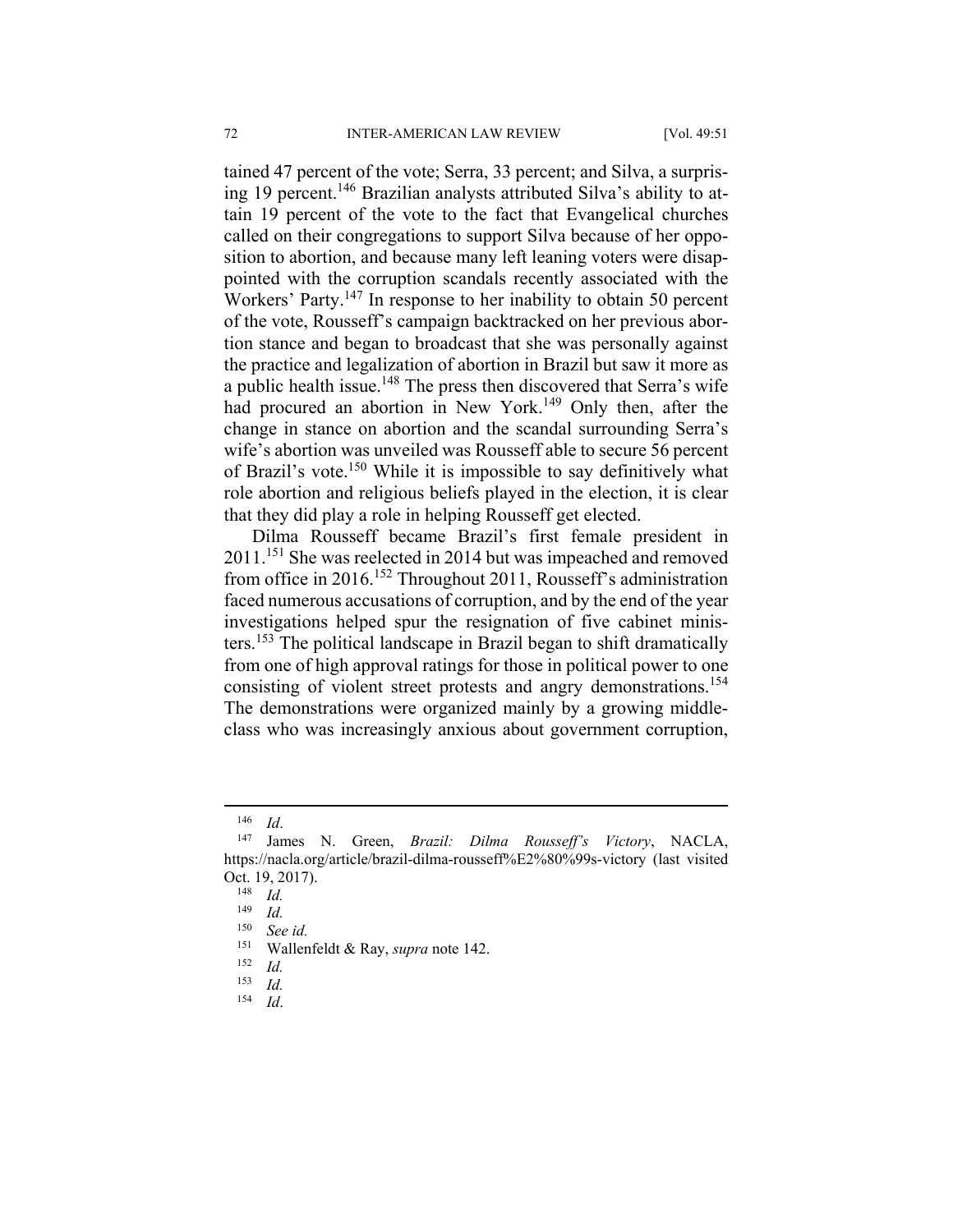tained 47 percent of the vote; Serra, 33 percent; and Silva, a surprising 19 percent.[146] Brazilian analysts attributed Silva's ability to attain 19 percent of the vote to the fact that Evangelical churches called on their congregations to support Silva because of her opposition to abortion, and because many left leaning voters were disappointed with the corruption scandals recently associated with the Workers' Party.[147] In response to her inability to obtain 50 percent of the vote, Rousseff's campaign backtracked on her previous abortion stance and began to broadcast that she was personally against the practice and legalization of abortion in Brazil but saw it more as a public health issue.[148] The press then discovered that Serra's wife had procured an abortion in New York.[149] Only then, after the change in stance on abortion and the scandal surrounding Serra's wife's abortion was unveiled was Rousseff able to secure 56 percent of Brazil's vote.[150] While it is impossible to say definitively what role abortion and religious beliefs played in the election, it is clear that they did play a role in helping Rousseff get elected.

Dilma Rousseff became Brazil's first female president in 2011.[151] She was reelected in 2014 but was impeached and removed from office in 2016.[152] Throughout 2011, Rousseff's administration faced numerous accusations of corruption, and by the end of the year investigations helped spur the resignation of five cabinet ministers.[153] The political landscape in Brazil began to shift dramatically from one of high approval ratings for those in political power to one consisting of violent street protests and angry demonstrations.[154] The demonstrations were organized mainly by a growing middle-class who was increasingly anxious about government corruption,

---

[146] *Id*.

[147] James N. Green, *Brazil: Dilma Rousseff's Victory*, NACLA, https://nacla.org/article/brazil-dilma-rousseff%E2%80%99s-victory (last visited Oct. 19, 2017).

[148] *Id.*

[149] *Id.*

[150] *See id.*

[151] Wallenfeldt & Ray, *supra* note 142.

[152] *Id.*

[153] *Id.*

[154] *Id*.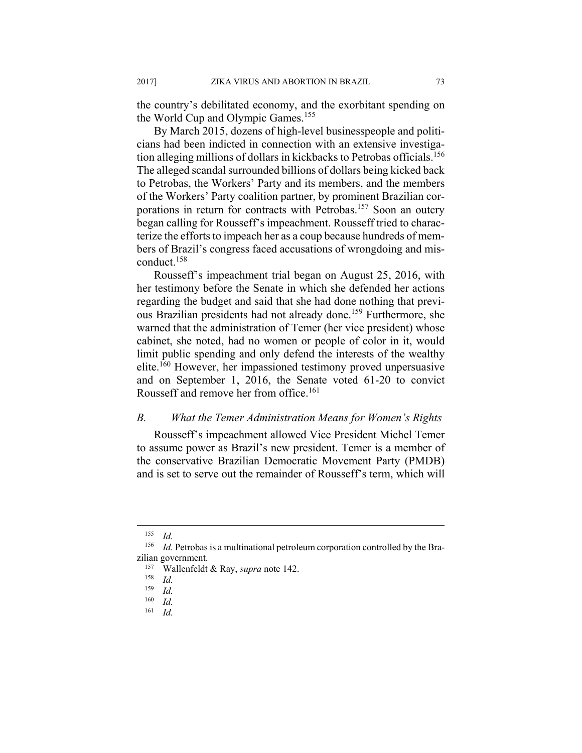the country's debilitated economy, and the exorbitant spending on the World Cup and Olympic Games.[155]

By March 2015, dozens of high-level businesspeople and politicians had been indicted in connection with an extensive investigation alleging millions of dollars in kickbacks to Petrobas officials.[156] The alleged scandal surrounded billions of dollars being kicked back to Petrobas, the Workers' Party and its members, and the members of the Workers' Party coalition partner, by prominent Brazilian corporations in return for contracts with Petrobas.[157] Soon an outcry began calling for Rousseff's impeachment. Rousseff tried to characterize the efforts to impeach her as a coup because hundreds of members of Brazil's congress faced accusations of wrongdoing and misconduct.[158]

Rousseff's impeachment trial began on August 25, 2016, with her testimony before the Senate in which she defended her actions regarding the budget and said that she had done nothing that previous Brazilian presidents had not already done.[159] Furthermore, she warned that the administration of Temer (her vice president) whose cabinet, she noted, had no women or people of color in it, would limit public spending and only defend the interests of the wealthy elite.[160] However, her impassioned testimony proved unpersuasive and on September 1, 2016, the Senate voted 61-20 to convict Rousseff and remove her from office.[161]

### *B. What the Temer Administration Means for Women's Rights*

Rousseff's impeachment allowed Vice President Michel Temer to assume power as Brazil's new president. Temer is a member of the conservative Brazilian Democratic Movement Party (PMDB) and is set to serve out the remainder of Rousseff's term, which will

---

[155] *Id.*

[156] *Id.* Petrobas is a multinational petroleum corporation controlled by the Brazilian government.

[157] Wallenfeldt & Ray, *supra* note 142.

[158] *Id.*

[159] *Id.*

[160] *Id.*

[161] *Id.*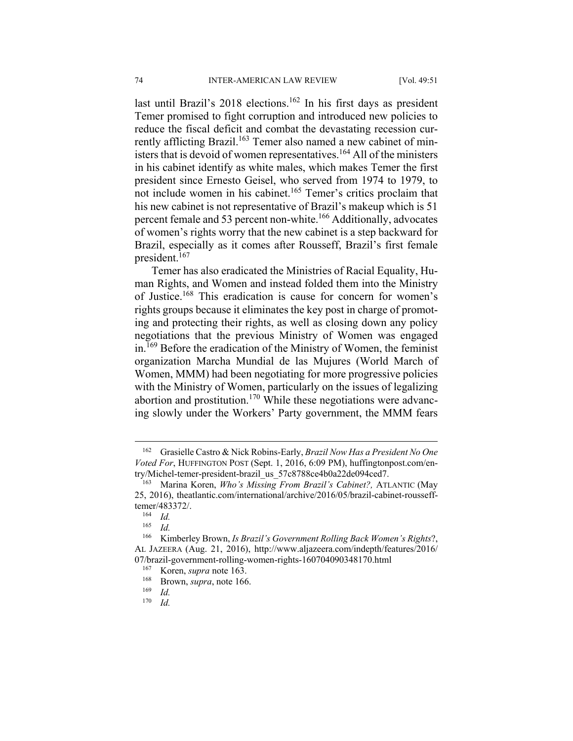last until Brazil's 2018 elections.[162] In his first days as president Temer promised to fight corruption and introduced new policies to reduce the fiscal deficit and combat the devastating recession currently afflicting Brazil.[163] Temer also named a new cabinet of ministers that is devoid of women representatives.[164] All of the ministers in his cabinet identify as white males, which makes Temer the first president since Ernesto Geisel, who served from 1974 to 1979, to not include women in his cabinet.[165] Temer's critics proclaim that his new cabinet is not representative of Brazil's makeup which is 51 percent female and 53 percent non-white.[166] Additionally, advocates of women's rights worry that the new cabinet is a step backward for Brazil, especially as it comes after Rousseff, Brazil's first female president.[167]

Temer has also eradicated the Ministries of Racial Equality, Human Rights, and Women and instead folded them into the Ministry of Justice.[168] This eradication is cause for concern for women's rights groups because it eliminates the key post in charge of promoting and protecting their rights, as well as closing down any policy negotiations that the previous Ministry of Women was engaged in.[169] Before the eradication of the Ministry of Women, the feminist organization Marcha Mundial de las Mujures (World March of Women, MMM) had been negotiating for more progressive policies with the Ministry of Women, particularly on the issues of legalizing abortion and prostitution.[170] While these negotiations were advancing slowly under the Workers' Party government, the MMM fears

---

[162] Grasielle Castro & Nick Robins-Early, *Brazil Now Has a President No One Voted For*, HUFFINGTON POST (Sept. 1, 2016, 6:09 PM), huffingtonpost.com/entry/Michel-temer-president-brazil_us_57c8788ce4b0a22de094ced7.

[163] Marina Koren, *Who's Missing From Brazil's Cabinet?,* ATLANTIC (May 25, 2016), theatlantic.com/international/archive/2016/05/brazil-cabinet-rousseff-temer/483372/.

[164] *Id.*

[165] *Id.*

[166] Kimberley Brown, *Is Brazil's Government Rolling Back Women's Rights*?, AL JAZEERA (Aug. 21, 2016), http://www.aljazeera.com/indepth/features/2016/07/brazil-government-rolling-women-rights-160704090348170.html

[167] Koren, *supra* note 163.

[168] Brown, *supra*, note 166.

[169] *Id.*

[170] *Id.*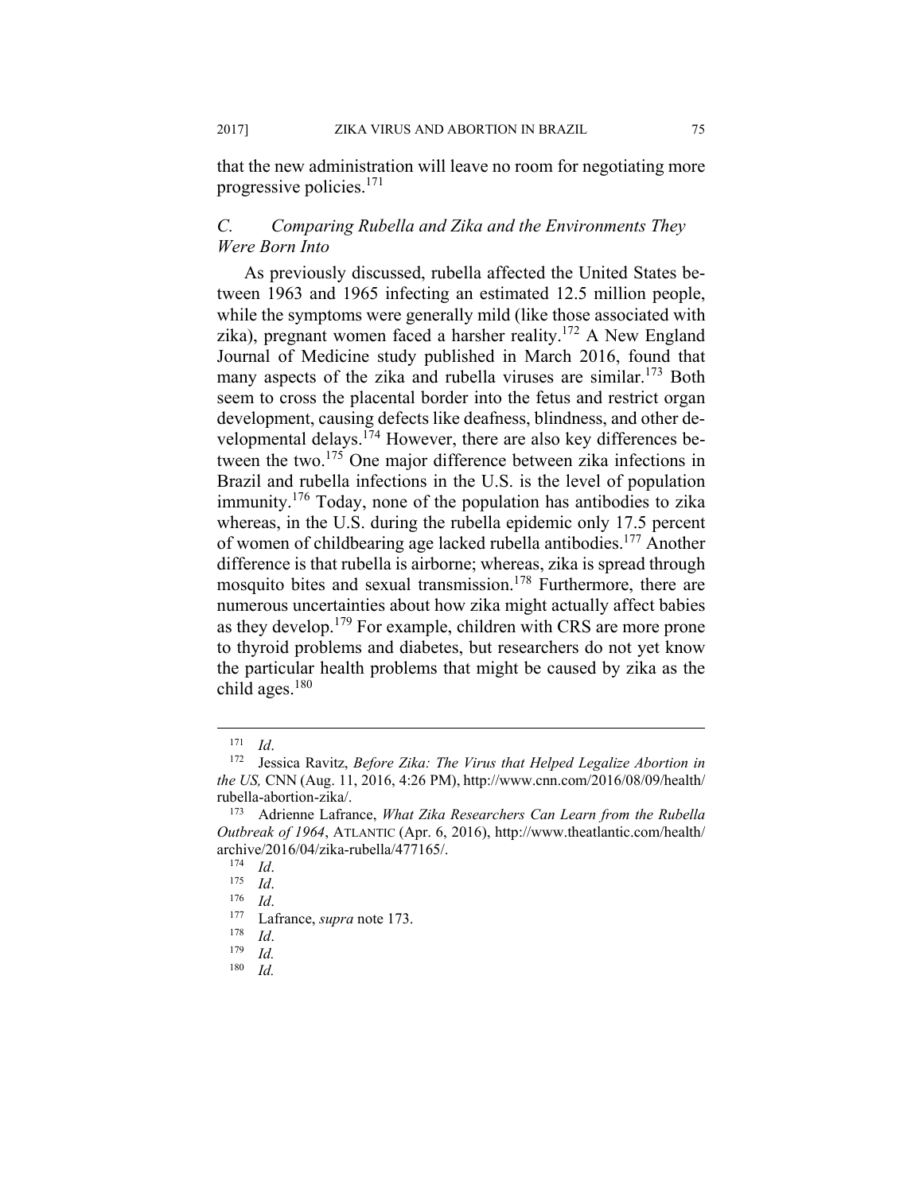that the new administration will leave no room for negotiating more progressive policies.[171]

### *C. Comparing Rubella and Zika and the Environments They Were Born Into*

As previously discussed, rubella affected the United States between 1963 and 1965 infecting an estimated 12.5 million people, while the symptoms were generally mild (like those associated with zika), pregnant women faced a harsher reality.[172] A New England Journal of Medicine study published in March 2016, found that many aspects of the zika and rubella viruses are similar.[173] Both seem to cross the placental border into the fetus and restrict organ development, causing defects like deafness, blindness, and other developmental delays.[174] However, there are also key differences between the two.[175] One major difference between zika infections in Brazil and rubella infections in the U.S. is the level of population immunity.[176] Today, none of the population has antibodies to zika whereas, in the U.S. during the rubella epidemic only 17.5 percent of women of childbearing age lacked rubella antibodies.[177] Another difference is that rubella is airborne; whereas, zika is spread through mosquito bites and sexual transmission.[178] Furthermore, there are numerous uncertainties about how zika might actually affect babies as they develop.[179] For example, children with CRS are more prone to thyroid problems and diabetes, but researchers do not yet know the particular health problems that might be caused by zika as the child ages.[180]

---

[171] *Id*.

[172] Jessica Ravitz, *Before Zika: The Virus that Helped Legalize Abortion in the US,* CNN (Aug. 11, 2016, 4:26 PM), http://www.cnn.com/2016/08/09/health/rubella-abortion-zika/.

[173] Adrienne Lafrance, *What Zika Researchers Can Learn from the Rubella Outbreak of 1964*, ATLANTIC (Apr. 6, 2016), http://www.theatlantic.com/health/archive/2016/04/zika-rubella/477165/.

[174] *Id*.

[175] *Id*.

[176] *Id*.

[177] Lafrance, *supra* note 173.

[178] *Id*.

[179] *Id.*

[180] *Id.*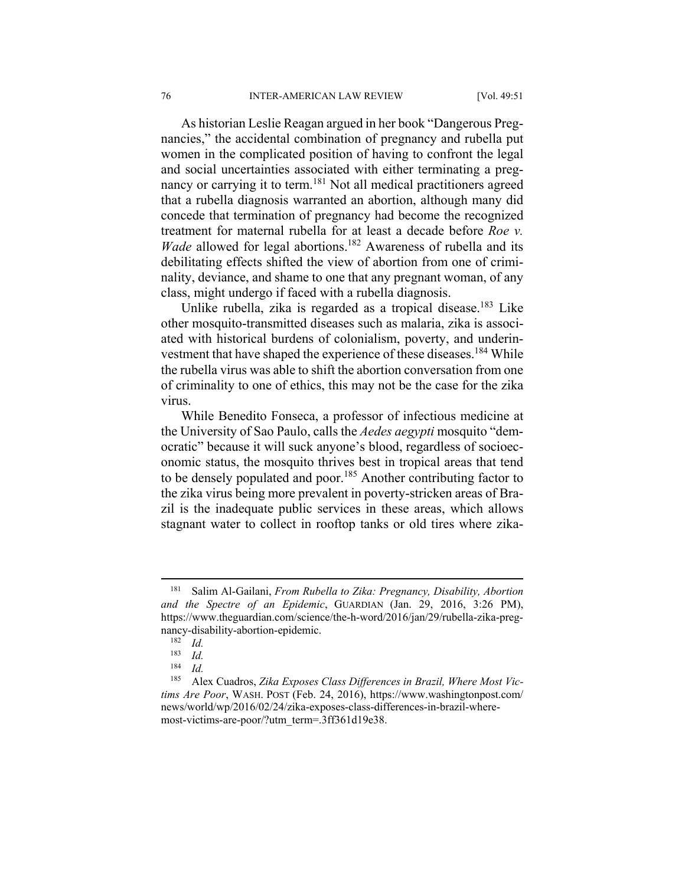As historian Leslie Reagan argued in her book "Dangerous Pregnancies," the accidental combination of pregnancy and rubella put women in the complicated position of having to confront the legal and social uncertainties associated with either terminating a pregnancy or carrying it to term.[181] Not all medical practitioners agreed that a rubella diagnosis warranted an abortion, although many did concede that termination of pregnancy had become the recognized treatment for maternal rubella for at least a decade before *Roe v. Wade* allowed for legal abortions.[182] Awareness of rubella and its debilitating effects shifted the view of abortion from one of criminality, deviance, and shame to one that any pregnant woman, of any class, might undergo if faced with a rubella diagnosis.

Unlike rubella, zika is regarded as a tropical disease.[183] Like other mosquito-transmitted diseases such as malaria, zika is associated with historical burdens of colonialism, poverty, and underinvestment that have shaped the experience of these diseases.[184] While the rubella virus was able to shift the abortion conversation from one of criminality to one of ethics, this may not be the case for the zika virus.

While Benedito Fonseca, a professor of infectious medicine at the University of Sao Paulo, calls the *Aedes aegypti* mosquito "democratic" because it will suck anyone's blood, regardless of socioeconomic status, the mosquito thrives best in tropical areas that tend to be densely populated and poor.[185] Another contributing factor to the zika virus being more prevalent in poverty-stricken areas of Brazil is the inadequate public services in these areas, which allows stagnant water to collect in rooftop tanks or old tires where zika-

---

[181] Salim Al-Gailani, *From Rubella to Zika: Pregnancy, Disability, Abortion and the Spectre of an Epidemic*, GUARDIAN (Jan. 29, 2016, 3:26 PM), https://www.theguardian.com/science/the-h-word/2016/jan/29/rubella-zika-pregnancy-disability-abortion-epidemic.

[182] *Id.*

[183] *Id.*

[184] *Id.*

[185] Alex Cuadros, *Zika Exposes Class Differences in Brazil, Where Most Victims Are Poor*, WASH. POST (Feb. 24, 2016), https://www.washingtonpost.com/news/world/wp/2016/02/24/zika-exposes-class-differences-in-brazil-where-most-victims-are-poor/?utm_term=.3ff361d19e38.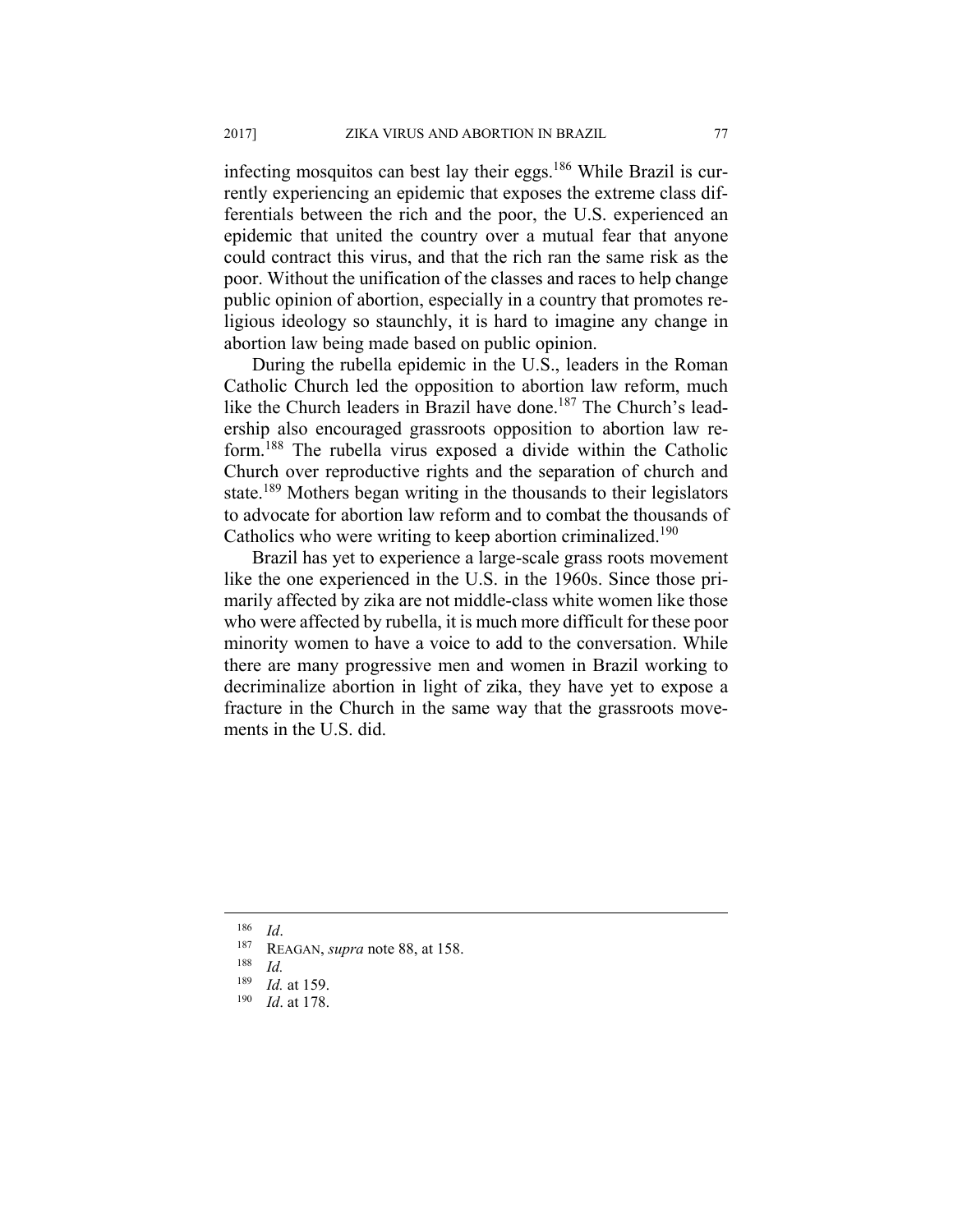infecting mosquitos can best lay their eggs.[186] While Brazil is currently experiencing an epidemic that exposes the extreme class differentials between the rich and the poor, the U.S. experienced an epidemic that united the country over a mutual fear that anyone could contract this virus, and that the rich ran the same risk as the poor. Without the unification of the classes and races to help change public opinion of abortion, especially in a country that promotes religious ideology so staunchly, it is hard to imagine any change in abortion law being made based on public opinion.

During the rubella epidemic in the U.S., leaders in the Roman Catholic Church led the opposition to abortion law reform, much like the Church leaders in Brazil have done.[187] The Church's leadership also encouraged grassroots opposition to abortion law reform.[188] The rubella virus exposed a divide within the Catholic Church over reproductive rights and the separation of church and state.[189] Mothers began writing in the thousands to their legislators to advocate for abortion law reform and to combat the thousands of Catholics who were writing to keep abortion criminalized.[190]

Brazil has yet to experience a large-scale grass roots movement like the one experienced in the U.S. in the 1960s. Since those primarily affected by zika are not middle-class white women like those who were affected by rubella, it is much more difficult for these poor minority women to have a voice to add to the conversation. While there are many progressive men and women in Brazil working to decriminalize abortion in light of zika, they have yet to expose a fracture in the Church in the same way that the grassroots movements in the U.S. did.

---

[186] *Id*.

[187] REAGAN, *supra* note 88, at 158.

[188] *Id.*

[189] *Id.* at 159.

[190] *Id*. at 178.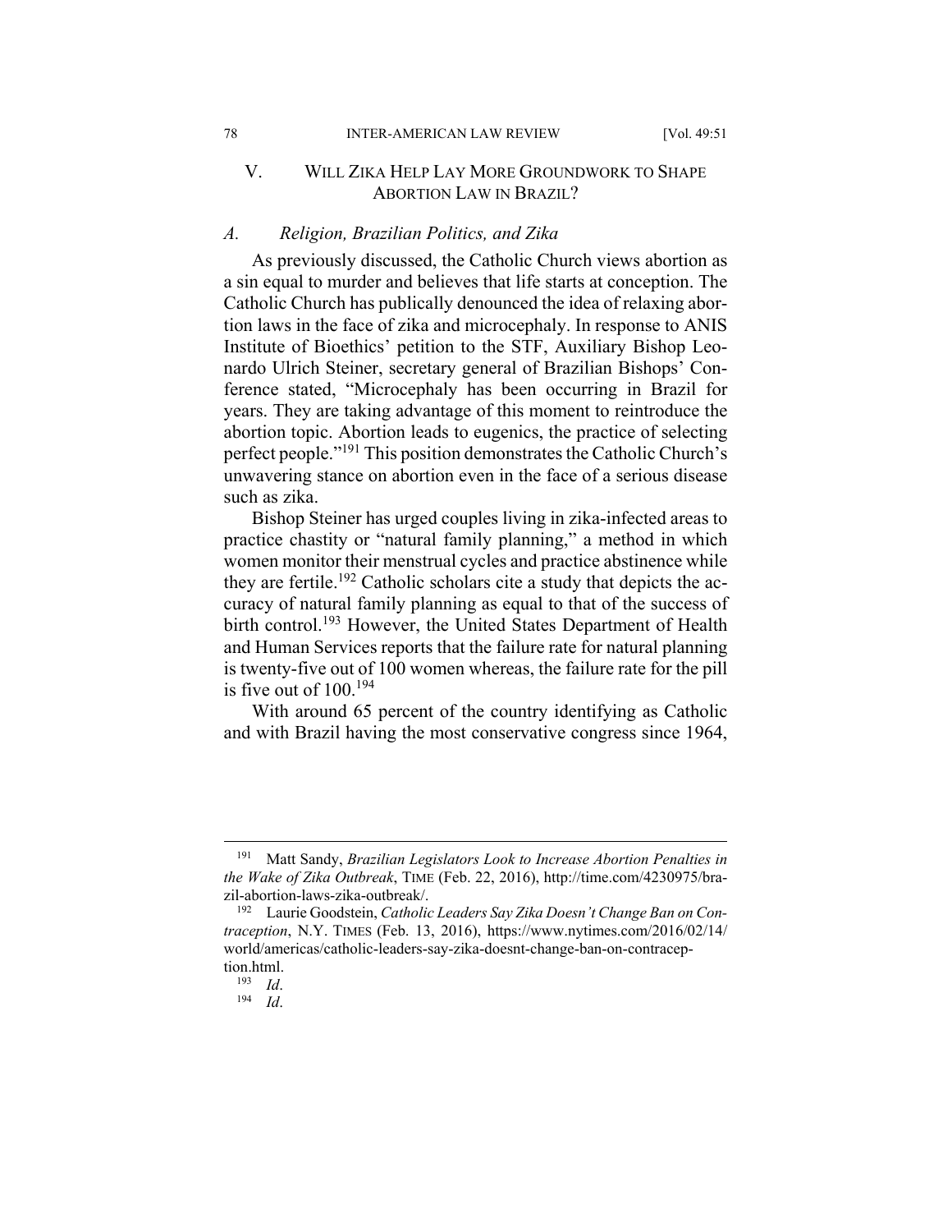## V. WILL ZIKA HELP LAY MORE GROUNDWORK TO SHAPE ABORTION LAW IN BRAZIL?

### *A. Religion, Brazilian Politics, and Zika*

As previously discussed, the Catholic Church views abortion as a sin equal to murder and believes that life starts at conception. The Catholic Church has publically denounced the idea of relaxing abortion laws in the face of zika and microcephaly. In response to ANIS Institute of Bioethics' petition to the STF, Auxiliary Bishop Leonardo Ulrich Steiner, secretary general of Brazilian Bishops' Conference stated, "Microcephaly has been occurring in Brazil for years. They are taking advantage of this moment to reintroduce the abortion topic. Abortion leads to eugenics, the practice of selecting perfect people."[191] This position demonstrates the Catholic Church's unwavering stance on abortion even in the face of a serious disease such as zika.

Bishop Steiner has urged couples living in zika-infected areas to practice chastity or "natural family planning," a method in which women monitor their menstrual cycles and practice abstinence while they are fertile.[192] Catholic scholars cite a study that depicts the accuracy of natural family planning as equal to that of the success of birth control.[193] However, the United States Department of Health and Human Services reports that the failure rate for natural planning is twenty-five out of 100 women whereas, the failure rate for the pill is five out of 100.[194]

With around 65 percent of the country identifying as Catholic and with Brazil having the most conservative congress since 1964,

---

[191] Matt Sandy, *Brazilian Legislators Look to Increase Abortion Penalties in the Wake of Zika Outbreak*, TIME (Feb. 22, 2016), http://time.com/4230975/brazil-abortion-laws-zika-outbreak/.

[192] Laurie Goodstein, *Catholic Leaders Say Zika Doesn't Change Ban on Contraception*, N.Y. TIMES (Feb. 13, 2016), https://www.nytimes.com/2016/02/14/world/americas/catholic-leaders-say-zika-doesnt-change-ban-on-contraception.html.

[193] *Id*.

[194] *Id*.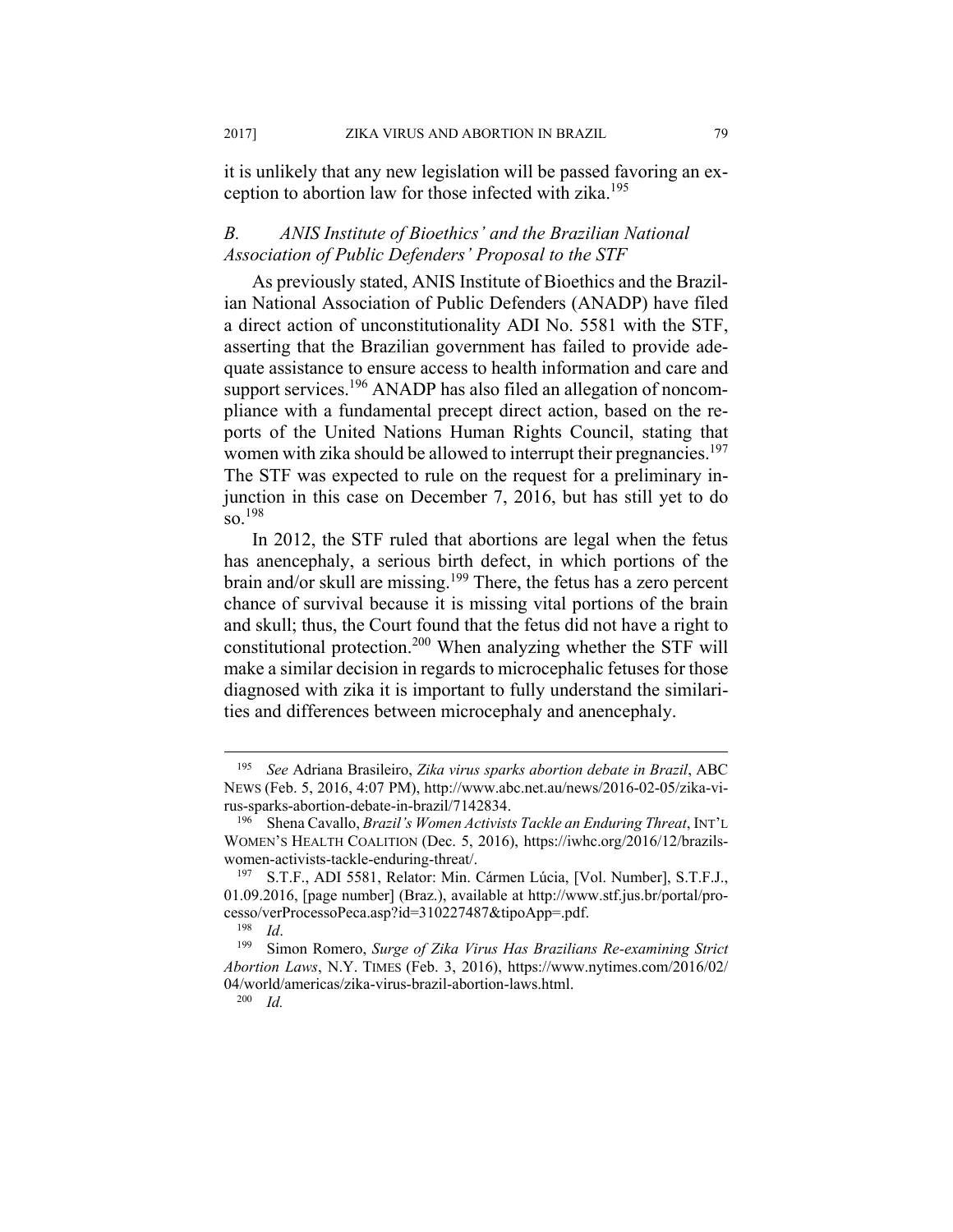it is unlikely that any new legislation will be passed favoring an exception to abortion law for those infected with zika.[195]

### *B. ANIS Institute of Bioethics' and the Brazilian National Association of Public Defenders' Proposal to the STF*

As previously stated, ANIS Institute of Bioethics and the Brazilian National Association of Public Defenders (ANADP) have filed a direct action of unconstitutionality ADI No. 5581 with the STF, asserting that the Brazilian government has failed to provide adequate assistance to ensure access to health information and care and support services.[196] ANADP has also filed an allegation of noncompliance with a fundamental precept direct action, based on the reports of the United Nations Human Rights Council, stating that women with zika should be allowed to interrupt their pregnancies.[197] The STF was expected to rule on the request for a preliminary injunction in this case on December 7, 2016, but has still yet to do so.[198]

In 2012, the STF ruled that abortions are legal when the fetus has anencephaly, a serious birth defect, in which portions of the brain and/or skull are missing.[199] There, the fetus has a zero percent chance of survival because it is missing vital portions of the brain and skull; thus, the Court found that the fetus did not have a right to constitutional protection.[200] When analyzing whether the STF will make a similar decision in regards to microcephalic fetuses for those diagnosed with zika it is important to fully understand the similarities and differences between microcephaly and anencephaly.

---

[195] *See* Adriana Brasileiro, *Zika virus sparks abortion debate in Brazil*, ABC NEWS (Feb. 5, 2016, 4:07 PM), http://www.abc.net.au/news/2016-02-05/zika-virus-sparks-abortion-debate-in-brazil/7142834.

[196] Shena Cavallo, *Brazil's Women Activists Tackle an Enduring Threat*, INT'L WOMEN'S HEALTH COALITION (Dec. 5, 2016), https://iwhc.org/2016/12/brazils-women-activists-tackle-enduring-threat/.

[197] S.T.F., ADI 5581, Relator: Min. Cármen Lúcia, [Vol. Number], S.T.F.J., 01.09.2016, [page number] (Braz.), available at http://www.stf.jus.br/portal/processo/verProcessoPeca.asp?id=310227487&tipoApp=.pdf.

[198] *Id*.

[199] Simon Romero, *Surge of Zika Virus Has Brazilians Re-examining Strict Abortion Laws*, N.Y. TIMES (Feb. 3, 2016), https://www.nytimes.com/2016/02/04/world/americas/zika-virus-brazil-abortion-laws.html.

[200] *Id.*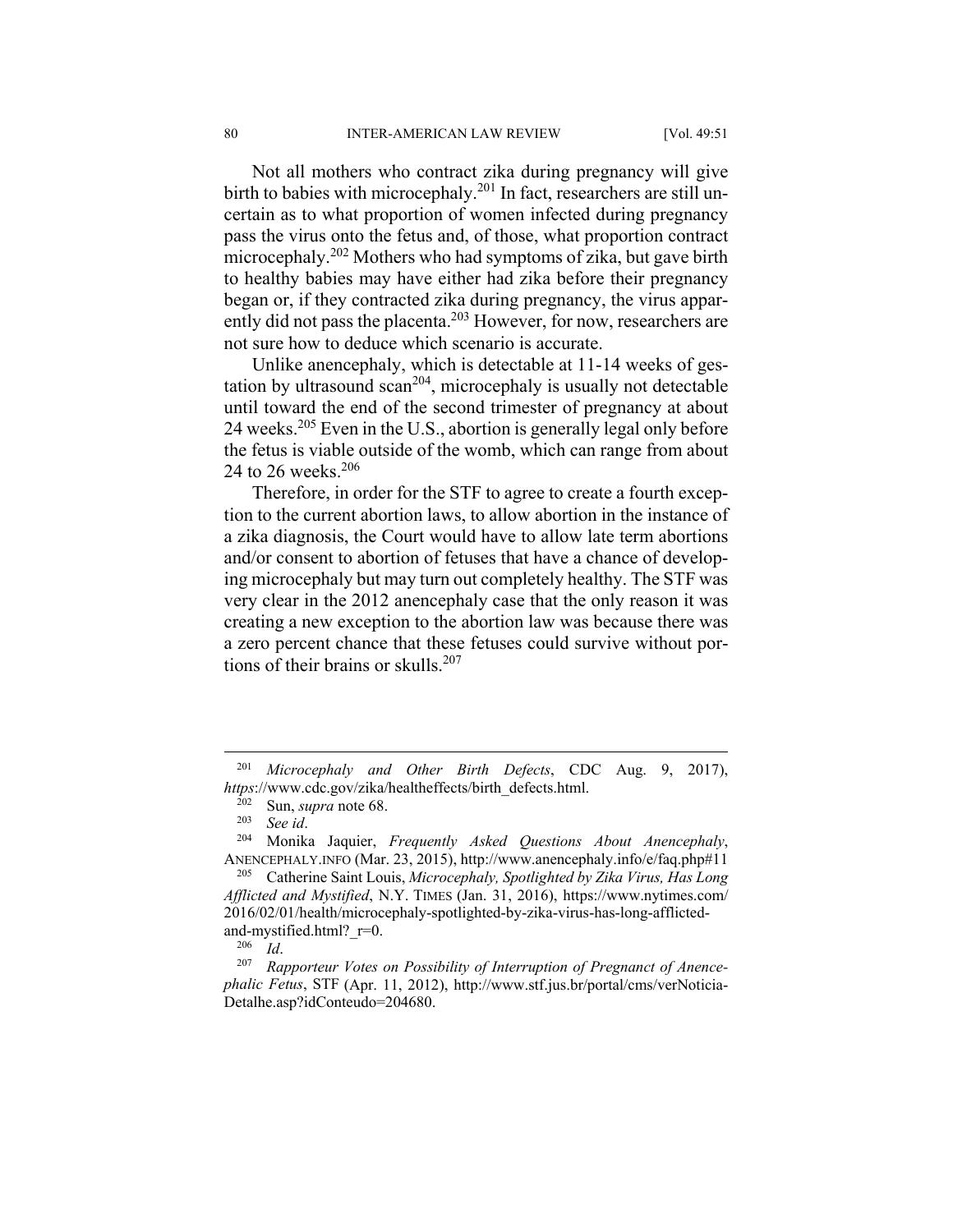Not all mothers who contract zika during pregnancy will give birth to babies with microcephaly.[201] In fact, researchers are still uncertain as to what proportion of women infected during pregnancy pass the virus onto the fetus and, of those, what proportion contract microcephaly.[202] Mothers who had symptoms of zika, but gave birth to healthy babies may have either had zika before their pregnancy began or, if they contracted zika during pregnancy, the virus apparently did not pass the placenta.[203] However, for now, researchers are not sure how to deduce which scenario is accurate.

Unlike anencephaly, which is detectable at 11-14 weeks of gestation by ultrasound scan[204], microcephaly is usually not detectable until toward the end of the second trimester of pregnancy at about 24 weeks.[205] Even in the U.S., abortion is generally legal only before the fetus is viable outside of the womb, which can range from about 24 to 26 weeks.[206]

Therefore, in order for the STF to agree to create a fourth exception to the current abortion laws, to allow abortion in the instance of a zika diagnosis, the Court would have to allow late term abortions and/or consent to abortion of fetuses that have a chance of developing microcephaly but may turn out completely healthy. The STF was very clear in the 2012 anencephaly case that the only reason it was creating a new exception to the abortion law was because there was a zero percent chance that these fetuses could survive without portions of their brains or skulls.[207]

---

[201] *Microcephaly and Other Birth Defects*, CDC Aug. 9, 2017), *https*://www.cdc.gov/zika/healtheffects/birth_defects.html.

[202] Sun, *supra* note 68.

[203] *See id*.

[204] Monika Jaquier, *Frequently Asked Questions About Anencephaly*, ANENCEPHALY.INFO (Mar. 23, 2015), http://www.anencephaly.info/e/faq.php#11

[205] Catherine Saint Louis, *Microcephaly, Spotlighted by Zika Virus, Has Long Afflicted and Mystified*, N.Y. TIMES (Jan. 31, 2016), https://www.nytimes.com/2016/02/01/health/microcephaly-spotlighted-by-zika-virus-has-long-afflicted-and-mystified.html?_r=0.

[206] *Id*.

[207] *Rapporteur Votes on Possibility of Interruption of Pregnanct of Anencephalic Fetus*, STF (Apr. 11, 2012), http://www.stf.jus.br/portal/cms/verNoticiaDetalhe.asp?idConteudo=204680.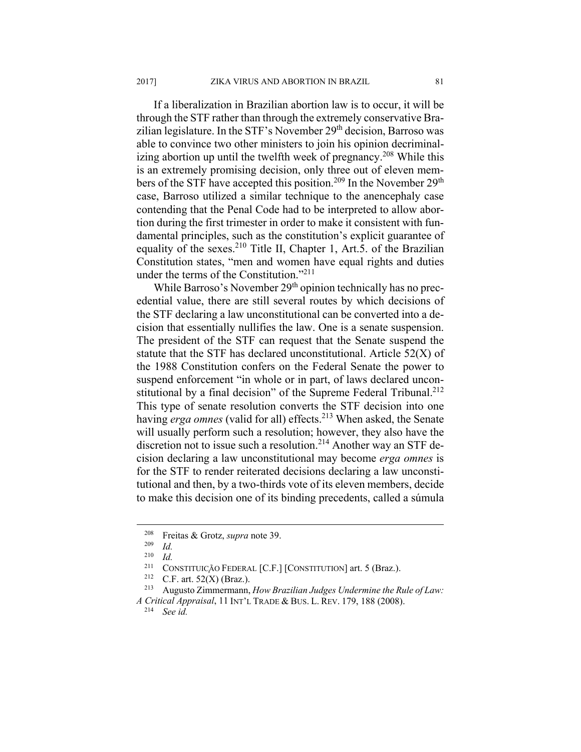If a liberalization in Brazilian abortion law is to occur, it will be through the STF rather than through the extremely conservative Brazilian legislature. In the STF's November 29th decision, Barroso was able to convince two other ministers to join his opinion decriminalizing abortion up until the twelfth week of pregnancy.[208] While this is an extremely promising decision, only three out of eleven members of the STF have accepted this position.[209] In the November 29th case, Barroso utilized a similar technique to the anencephaly case contending that the Penal Code had to be interpreted to allow abortion during the first trimester in order to make it consistent with fundamental principles, such as the constitution's explicit guarantee of equality of the sexes.[210] Title II, Chapter 1, Art.5. of the Brazilian Constitution states, "men and women have equal rights and duties under the terms of the Constitution."[211]

While Barroso's November 29th opinion technically has no precedential value, there are still several routes by which decisions of the STF declaring a law unconstitutional can be converted into a decision that essentially nullifies the law. One is a senate suspension. The president of the STF can request that the Senate suspend the statute that the STF has declared unconstitutional. Article 52(X) of the 1988 Constitution confers on the Federal Senate the power to suspend enforcement "in whole or in part, of laws declared unconstitutional by a final decision" of the Supreme Federal Tribunal.[212] This type of senate resolution converts the STF decision into one having *erga omnes* (valid for all) effects.[213] When asked, the Senate will usually perform such a resolution; however, they also have the discretion not to issue such a resolution.[214] Another way an STF decision declaring a law unconstitutional may become *erga omnes* is for the STF to render reiterated decisions declaring a law unconstitutional and then, by a two-thirds vote of its eleven members, decide to make this decision one of its binding precedents, called a súmula

---

[208] Freitas & Grotz, *supra* note 39.

[209] *Id.*

[210] *Id.*

[211] CONSTITUIÇÃO FEDERAL [C.F.] [CONSTITUTION] art. 5 (Braz.).

[212] C.F. art. 52(X) (Braz.).

[213] Augusto Zimmermann, *How Brazilian Judges Undermine the Rule of Law: A Critical Appraisal*, 11 INT'L TRADE & BUS. L. REV. 179, 188 (2008).

[214] *See id.*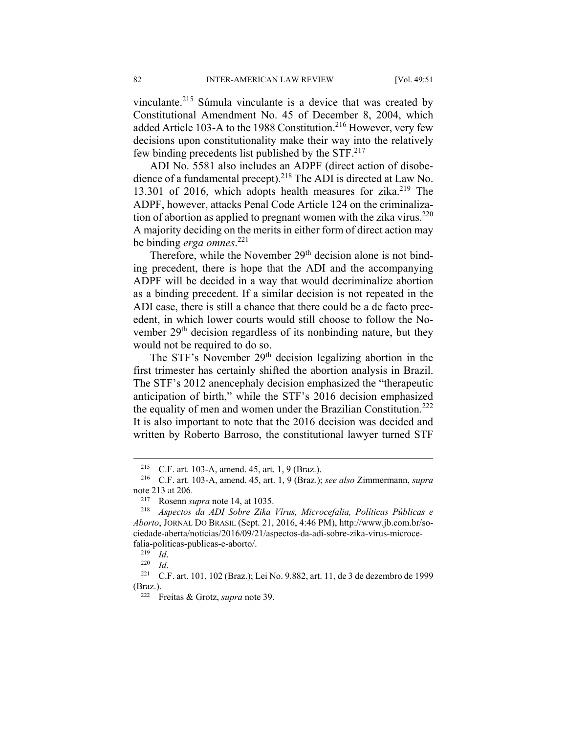vinculante.[215] Súmula vinculante is a device that was created by Constitutional Amendment No. 45 of December 8, 2004, which added Article 103-A to the 1988 Constitution.[216] However, very few decisions upon constitutionality make their way into the relatively few binding precedents list published by the STF.[217]

ADI No. 5581 also includes an ADPF (direct action of disobedience of a fundamental precept).[218] The ADI is directed at Law No. 13.301 of 2016, which adopts health measures for zika.[219] The ADPF, however, attacks Penal Code Article 124 on the criminalization of abortion as applied to pregnant women with the zika virus.[220] A majority deciding on the merits in either form of direct action may be binding *erga omnes*.[221]

Therefore, while the November 29th decision alone is not binding precedent, there is hope that the ADI and the accompanying ADPF will be decided in a way that would decriminalize abortion as a binding precedent. If a similar decision is not repeated in the ADI case, there is still a chance that there could be a de facto precedent, in which lower courts would still choose to follow the November 29th decision regardless of its nonbinding nature, but they would not be required to do so.

The STF's November 29th decision legalizing abortion in the first trimester has certainly shifted the abortion analysis in Brazil. The STF's 2012 anencephaly decision emphasized the "therapeutic anticipation of birth," while the STF's 2016 decision emphasized the equality of men and women under the Brazilian Constitution.[222] It is also important to note that the 2016 decision was decided and written by Roberto Barroso, the constitutional lawyer turned STF

---

[215] C.F. art. 103-A, amend. 45, art. 1, 9 (Braz.).

[216] C.F. art. 103-A, amend. 45, art. 1, 9 (Braz.); *see also* Zimmermann, *supra* note 213 at 206.

[217] Rosenn *supra* note 14, at 1035.

[218] *Aspectos da ADI Sobre Zika Vírus, Microcefalia, Políticas Públicas e Aborto*, JORNAL DO BRASIL (Sept. 21, 2016, 4:46 PM), http://www.jb.com.br/sociedade-aberta/noticias/2016/09/21/aspectos-da-adi-sobre-zika-virus-microcefalia-politicas-publicas-e-aborto/.

[219] *Id*.

[220] *Id*.

[221] C.F. art. 101, 102 (Braz.); Lei No. 9.882, art. 11, de 3 de dezembro de 1999 (Braz.).

[222] Freitas & Grotz, *supra* note 39.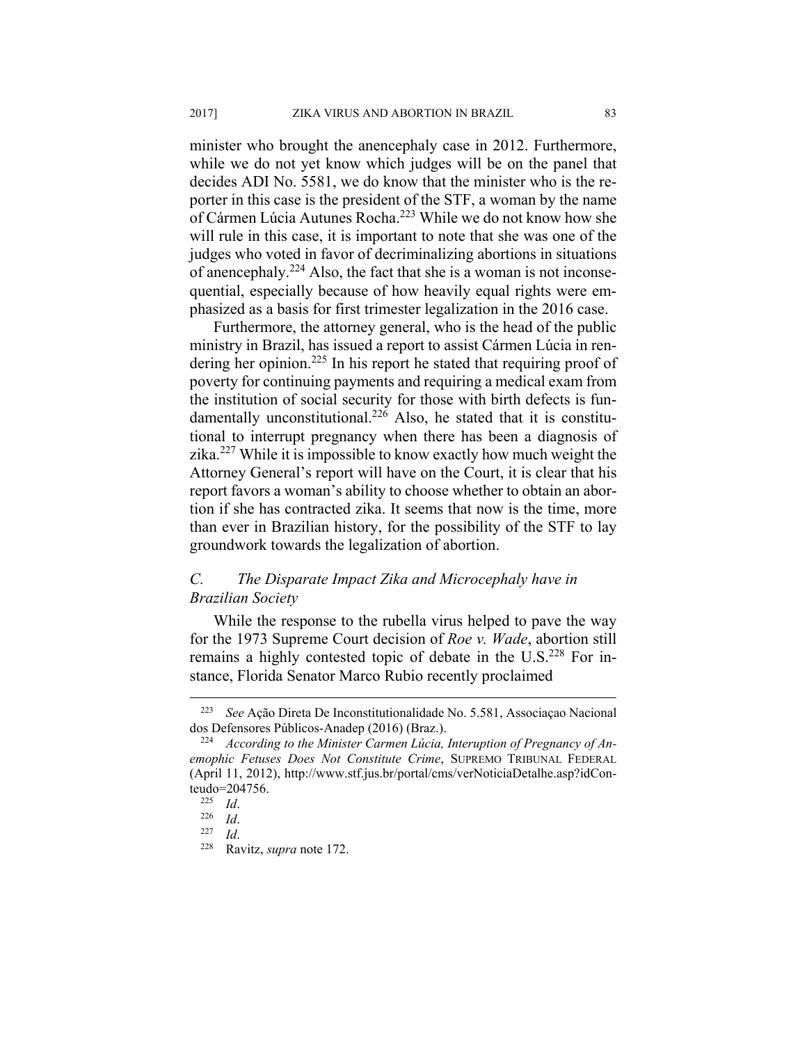minister who brought the anencephaly case in 2012. Furthermore, while we do not yet know which judges will be on the panel that decides ADI No. 5581, we do know that the minister who is the reporter in this case is the president of the STF, a woman by the name of Cármen Lúcia Autunes Rocha.[223] While we do not know how she will rule in this case, it is important to note that she was one of the judges who voted in favor of decriminalizing abortions in situations of anencephaly.[224] Also, the fact that she is a woman is not inconsequential, especially because of how heavily equal rights were emphasized as a basis for first trimester legalization in the 2016 case.

Furthermore, the attorney general, who is the head of the public ministry in Brazil, has issued a report to assist Cármen Lúcia in rendering her opinion.[225] In his report he stated that requiring proof of poverty for continuing payments and requiring a medical exam from the institution of social security for those with birth defects is fundamentally unconstitutional.[226] Also, he stated that it is constitutional to interrupt pregnancy when there has been a diagnosis of zika.[227] While it is impossible to know exactly how much weight the Attorney General's report will have on the Court, it is clear that his report favors a woman's ability to choose whether to obtain an abortion if she has contracted zika. It seems that now is the time, more than ever in Brazilian history, for the possibility of the STF to lay groundwork towards the legalization of abortion.

### *C. The Disparate Impact Zika and Microcephaly have in Brazilian Society*

While the response to the rubella virus helped to pave the way for the 1973 Supreme Court decision of *Roe v. Wade*, abortion still remains a highly contested topic of debate in the U.S.[228] For instance, Florida Senator Marco Rubio recently proclaimed

---

[223] *See* Ação Direta De Inconstitutionalidade No. 5.581, Associaçao Nacional dos Defensores Públicos-Anadep (2016) (Braz.).

[224] *According to the Minister Carmen Lúcia, Interuption of Pregnancy of Anemophic Fetuses Does Not Constitute Crime*, SUPREMO TRIBUNAL FEDERAL (April 11, 2012), http://www.stf.jus.br/portal/cms/verNoticiaDetalhe.asp?idConteudo=204756.

[225] *Id*.

[226] *Id*.

[227] *Id*.

[228] Ravitz, *supra* note 172.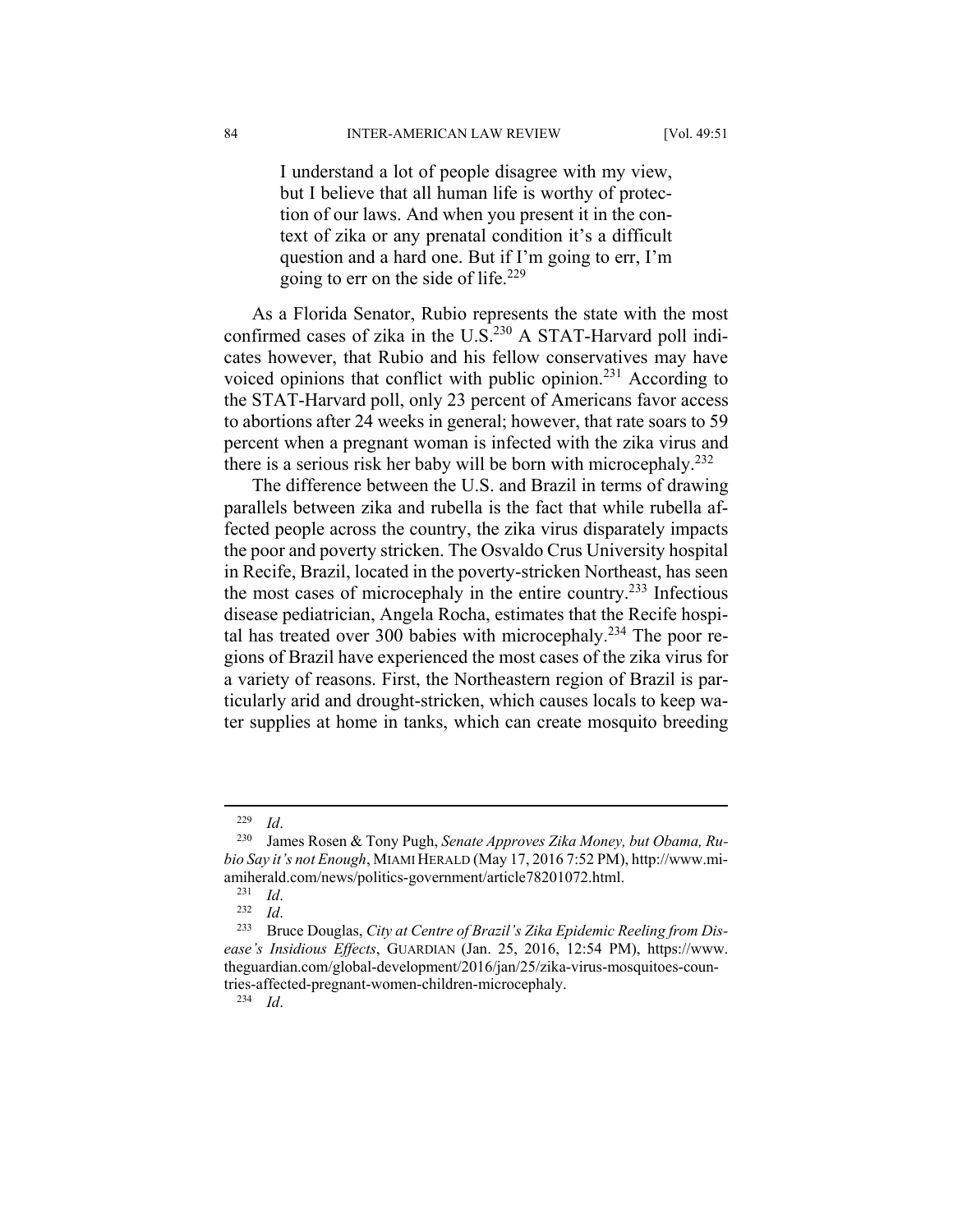> I understand a lot of people disagree with my view, but I believe that all human life is worthy of protection of our laws. And when you present it in the context of zika or any prenatal condition it's a difficult question and a hard one. But if I'm going to err, I'm going to err on the side of life.[229]

As a Florida Senator, Rubio represents the state with the most confirmed cases of zika in the U.S.[230] A STAT-Harvard poll indicates however, that Rubio and his fellow conservatives may have voiced opinions that conflict with public opinion.[231] According to the STAT-Harvard poll, only 23 percent of Americans favor access to abortions after 24 weeks in general; however, that rate soars to 59 percent when a pregnant woman is infected with the zika virus and there is a serious risk her baby will be born with microcephaly.[232]

The difference between the U.S. and Brazil in terms of drawing parallels between zika and rubella is the fact that while rubella affected people across the country, the zika virus disparately impacts the poor and poverty stricken. The Osvaldo Crus University hospital in Recife, Brazil, located in the poverty-stricken Northeast, has seen the most cases of microcephaly in the entire country.[233] Infectious disease pediatrician, Angela Rocha, estimates that the Recife hospital has treated over 300 babies with microcephaly.[234] The poor regions of Brazil have experienced the most cases of the zika virus for a variety of reasons. First, the Northeastern region of Brazil is particularly arid and drought-stricken, which causes locals to keep water supplies at home in tanks, which can create mosquito breeding

---

[229] *Id*.

[230] James Rosen & Tony Pugh, *Senate Approves Zika Money, but Obama, Rubio Say it's not Enough*, MIAMI HERALD (May 17, 2016 7:52 PM), http://www.miamiherald.com/news/politics-government/article78201072.html.

[231] *Id*.

[232] *Id*.

[233] Bruce Douglas, *City at Centre of Brazil's Zika Epidemic Reeling from Disease's Insidious Effects*, GUARDIAN (Jan. 25, 2016, 12:54 PM), https://www.theguardian.com/global-development/2016/jan/25/zika-virus-mosquitoes-countries-affected-pregnant-women-children-microcephaly.

[234] *Id*.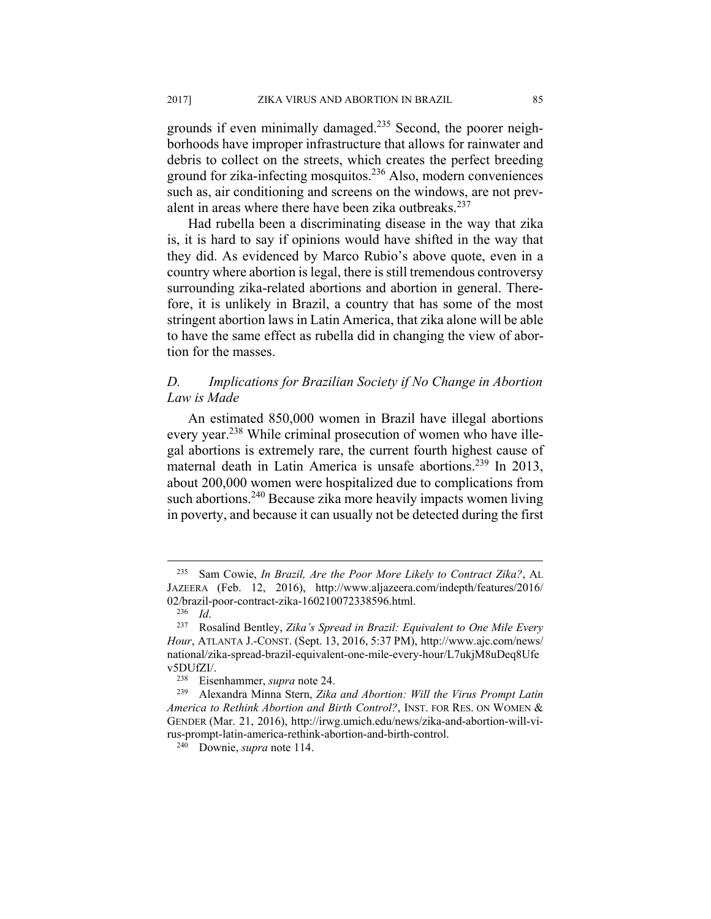grounds if even minimally damaged.[235] Second, the poorer neighborhoods have improper infrastructure that allows for rainwater and debris to collect on the streets, which creates the perfect breeding ground for zika-infecting mosquitos.[236] Also, modern conveniences such as, air conditioning and screens on the windows, are not prevalent in areas where there have been zika outbreaks.[237]

Had rubella been a discriminating disease in the way that zika is, it is hard to say if opinions would have shifted in the way that they did. As evidenced by Marco Rubio's above quote, even in a country where abortion is legal, there is still tremendous controversy surrounding zika-related abortions and abortion in general. Therefore, it is unlikely in Brazil, a country that has some of the most stringent abortion laws in Latin America, that zika alone will be able to have the same effect as rubella did in changing the view of abortion for the masses.

### *D. Implications for Brazilian Society if No Change in Abortion Law is Made*

An estimated 850,000 women in Brazil have illegal abortions every year.[238] While criminal prosecution of women who have illegal abortions is extremely rare, the current fourth highest cause of maternal death in Latin America is unsafe abortions.[239] In 2013, about 200,000 women were hospitalized due to complications from such abortions.[240] Because zika more heavily impacts women living in poverty, and because it can usually not be detected during the first

---

[235] Sam Cowie, *In Brazil, Are the Poor More Likely to Contract Zika?*, AL JAZEERA (Feb. 12, 2016), http://www.aljazeera.com/indepth/features/2016/02/brazil-poor-contract-zika-160210072338596.html.

[236] *Id*.

[237] Rosalind Bentley, *Zika's Spread in Brazil: Equivalent to One Mile Every Hour*, ATLANTA J.-CONST. (Sept. 13, 2016, 5:37 PM), http://www.ajc.com/news/national/zika-spread-brazil-equivalent-one-mile-every-hour/L7ukjM8uDeq8Ufev5DUfZI/.

[238] Eisenhammer, *supra* note 24.

[239] Alexandra Minna Stern, *Zika and Abortion: Will the Virus Prompt Latin America to Rethink Abortion and Birth Control?*, INST. FOR RES. ON WOMEN & GENDER (Mar. 21, 2016), http://irwg.umich.edu/news/zika-and-abortion-will-virus-prompt-latin-america-rethink-abortion-and-birth-control.

[240] Downie, *supra* note 114.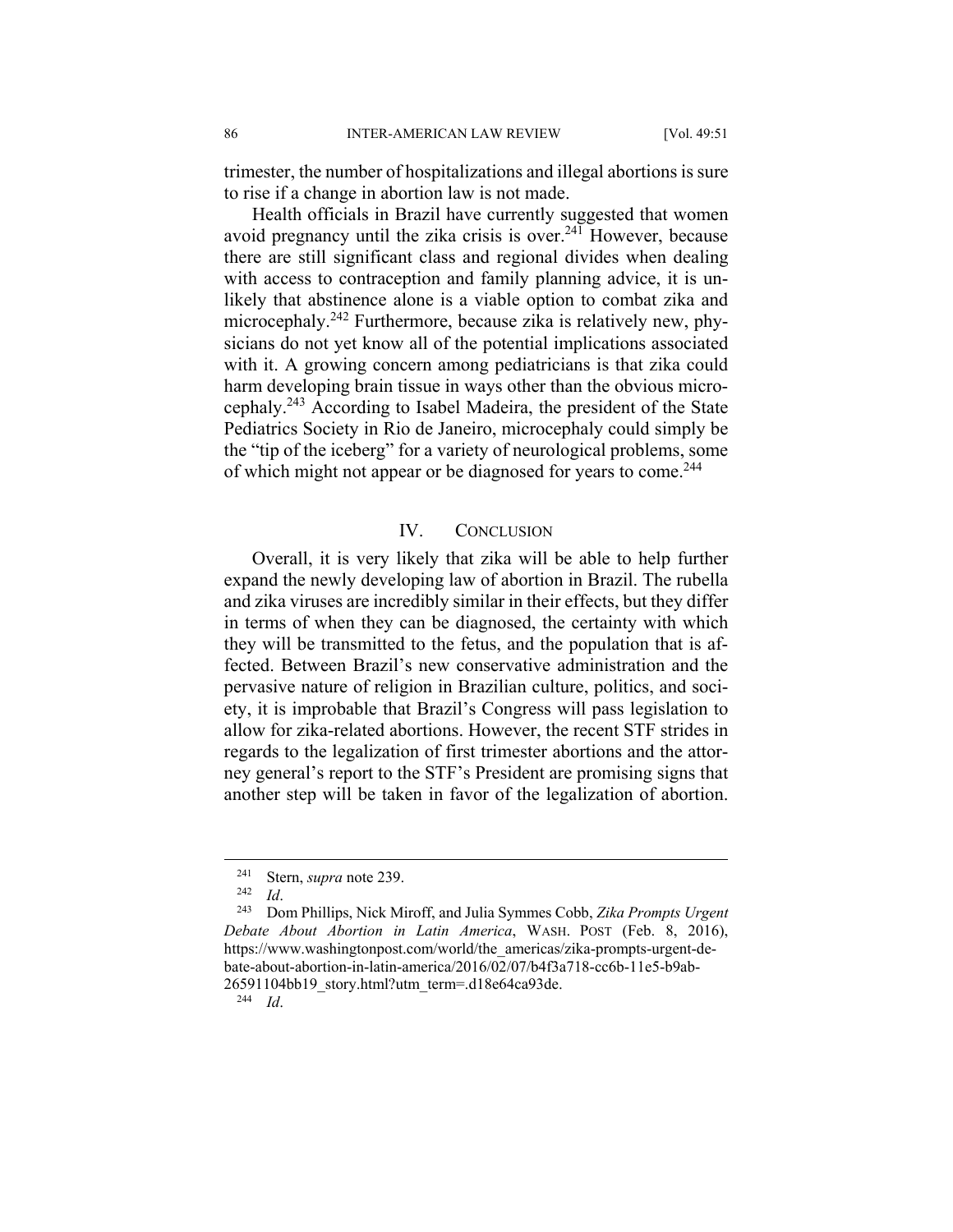trimester, the number of hospitalizations and illegal abortions is sure to rise if a change in abortion law is not made.

Health officials in Brazil have currently suggested that women avoid pregnancy until the zika crisis is over.[241] However, because there are still significant class and regional divides when dealing with access to contraception and family planning advice, it is unlikely that abstinence alone is a viable option to combat zika and microcephaly.[242] Furthermore, because zika is relatively new, physicians do not yet know all of the potential implications associated with it. A growing concern among pediatricians is that zika could harm developing brain tissue in ways other than the obvious microcephaly.[243] According to Isabel Madeira, the president of the State Pediatrics Society in Rio de Janeiro, microcephaly could simply be the "tip of the iceberg" for a variety of neurological problems, some of which might not appear or be diagnosed for years to come.[244]

## IV. CONCLUSION

Overall, it is very likely that zika will be able to help further expand the newly developing law of abortion in Brazil. The rubella and zika viruses are incredibly similar in their effects, but they differ in terms of when they can be diagnosed, the certainty with which they will be transmitted to the fetus, and the population that is affected. Between Brazil's new conservative administration and the pervasive nature of religion in Brazilian culture, politics, and society, it is improbable that Brazil's Congress will pass legislation to allow for zika-related abortions. However, the recent STF strides in regards to the legalization of first trimester abortions and the attorney general's report to the STF's President are promising signs that another step will be taken in favor of the legalization of abortion.

---

[241] Stern, *supra* note 239.

[242] *Id*.

[243] Dom Phillips, Nick Miroff, and Julia Symmes Cobb, *Zika Prompts Urgent Debate About Abortion in Latin America*, WASH. POST (Feb. 8, 2016), https://www.washingtonpost.com/world/the_americas/zika-prompts-urgent-debate-about-abortion-in-latin-america/2016/02/07/b4f3a718-cc6b-11e5-b9ab-26591104bb19_story.html?utm_term=.d18e64ca93de.

[244] *Id*.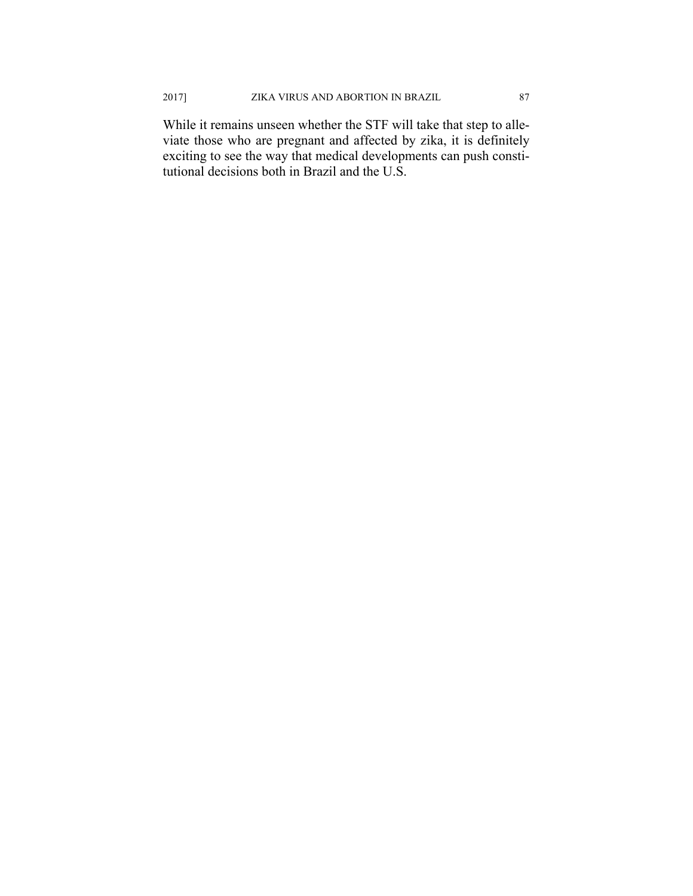While it remains unseen whether the STF will take that step to alleviate those who are pregnant and affected by zika, it is definitely exciting to see the way that medical developments can push constitutional decisions both in Brazil and the U.S.